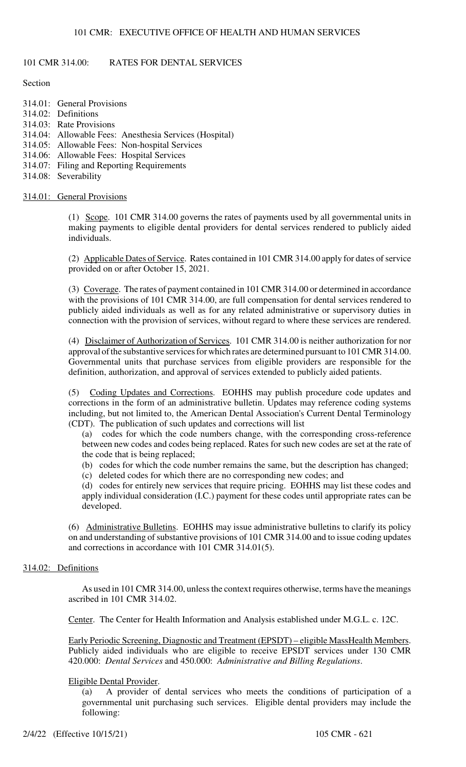## 101 CMR 314.00: RATES FOR DENTAL SERVICES

Section

- 314.01: General Provisions
- 314.02: Definitions
- 314.03: Rate Provisions
- 314.04: Allowable Fees: Anesthesia Services (Hospital)
- 314.05: Allowable Fees: Non-hospital Services
- 314.06: Allowable Fees: Hospital Services
- 314.07: Filing and Reporting Requirements
- 314.08: Severability

### 314.01: General Provisions

(1) Scope. 101 CMR 314.00 governs the rates of payments used by all governmental units in making payments to eligible dental providers for dental services rendered to publicly aided individuals.

(2) Applicable Dates of Service. Rates contained in 101 CMR 314.00 apply for dates of service provided on or after October 15, 2021.

(3) Coverage. The rates of payment contained in 101 CMR 314.00 or determined in accordance with the provisions of 101 CMR 314.00, are full compensation for dental services rendered to publicly aided individuals as well as for any related administrative or supervisory duties in connection with the provision of services, without regard to where these services are rendered.

(4) Disclaimer of Authorization of Services. 101 CMR 314.00 is neither authorization for nor approval of the substantive services for which rates are determined pursuant to 101 CMR 314.00. Governmental units that purchase services from eligible providers are responsible for the definition, authorization, and approval of services extended to publicly aided patients.

(5) Coding Updates and Corrections. EOHHS may publish procedure code updates and corrections in the form of an administrative bulletin. Updates may reference coding systems including, but not limited to, the American Dental Association's Current Dental Terminology (CDT). The publication of such updates and corrections will list

(a) codes for which the code numbers change, with the corresponding cross-reference between new codes and codes being replaced. Rates for such new codes are set at the rate of the code that is being replaced;

(b) codes for which the code number remains the same, but the description has changed;

(c) deleted codes for which there are no corresponding new codes; and

(d) codes for entirely new services that require pricing. EOHHS may list these codes and apply individual consideration (I.C.) payment for these codes until appropriate rates can be developed.

(6) Administrative Bulletins. EOHHS may issue administrative bulletins to clarify its policy on and understanding of substantive provisions of 101 CMR 314.00 and to issue coding updates and corrections in accordance with 101 CMR 314.01(5).

### 314.02: Definitions

As used in 101 CMR 314.00, unless the context requires otherwise, terms have the meanings ascribed in 101 CMR 314.02.

Center. The Center for Health Information and Analysis established under M.G.L. c. 12C.

Early Periodic Screening, Diagnostic and Treatment (EPSDT) – eligible MassHealth Members. Publicly aided individuals who are eligible to receive EPSDT services under 130 CMR 420.000: *Dental Services* and 450.000: *Administrative and Billing Regulations*.

Eligible Dental Provider.

(a) A provider of dental services who meets the conditions of participation of a governmental unit purchasing such services. Eligible dental providers may include the following: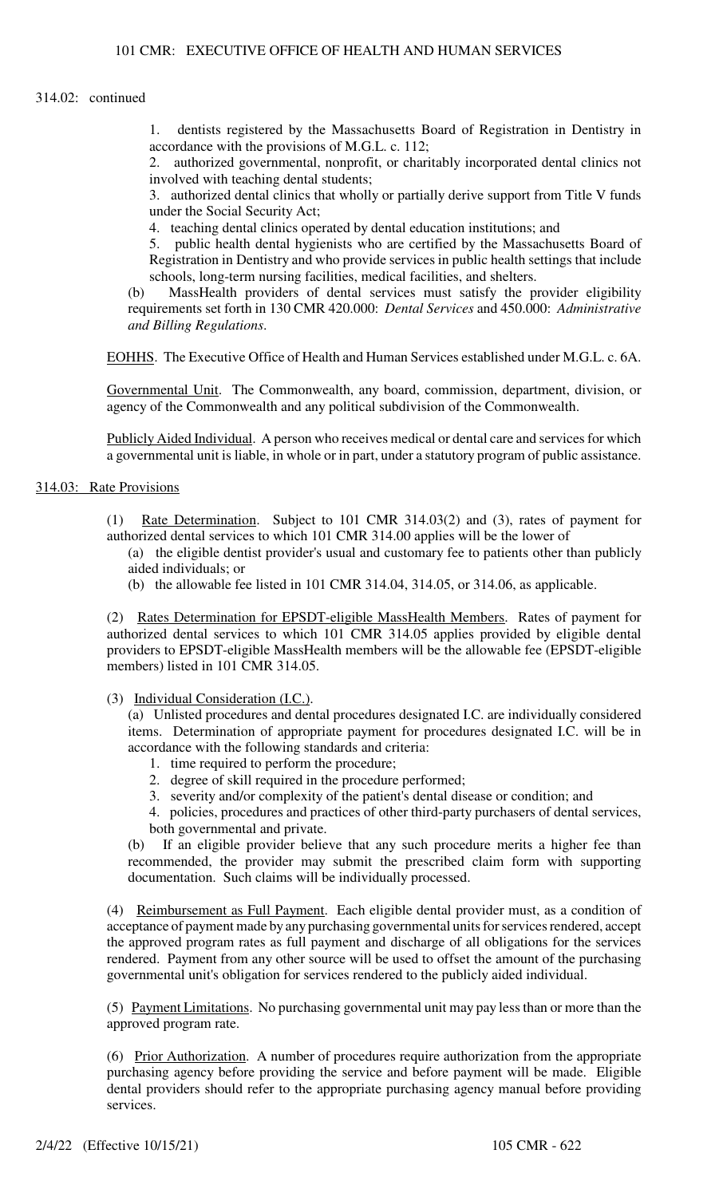314.02: continued

1. dentists registered by the Massachusetts Board of Registration in Dentistry in accordance with the provisions of M.G.L. c. 112;
2. authorized governmental, nonprofit, or charitably incorporated dental clinics not involved with teaching dental students;
3. authorized dental clinics that wholly or partially derive support from Title V funds under the Social Security Act;
4. teaching dental clinics operated by dental education institutions; and
5. public health dental hygienists who are certified by the Massachusetts Board of Registration in Dentistry and who provide services in public health settings that include schools, long-term nursing facilities, medical facilities, and shelters.

(b) MassHealth providers of dental services must satisfy the provider eligibility requirements set forth in 130 CMR 420.000: *Dental Services* and 450.000: *Administrative and Billing Regulations*.

EOHHS. The Executive Office of Health and Human Services established under M.G.L. c. 6A.

Governmental Unit. The Commonwealth, any board, commission, department, division, or agency of the Commonwealth and any political subdivision of the Commonwealth.

Publicly Aided Individual. A person who receives medical or dental care and services for which a governmental unit is liable, in whole or in part, under a statutory program of public assistance.

## 314.03: Rate Provisions

(1) Rate Determination. Subject to 101 CMR 314.03(2) and (3), rates of payment for authorized dental services to which 101 CMR 314.00 applies will be the lower of

(a) the eligible dentist provider's usual and customary fee to patients other than publicly aided individuals; or

(b) the allowable fee listed in 101 CMR 314.04, 314.05, or 314.06, as applicable.

(2) Rates Determination for EPSDT-eligible MassHealth Members. Rates of payment for authorized dental services to which 101 CMR 314.05 applies provided by eligible dental providers to EPSDT-eligible MassHealth members will be the allowable fee (EPSDT-eligible members) listed in 101 CMR 314.05.

(3) Individual Consideration (I.C.).

(a) Unlisted procedures and dental procedures designated I.C. are individually considered items. Determination of appropriate payment for procedures designated I.C. will be in accordance with the following standards and criteria:

1. time required to perform the procedure;
2. degree of skill required in the procedure performed;
3. severity and/or complexity of the patient's dental disease or condition; and
4. policies, procedures and practices of other third-party purchasers of dental services, both governmental and private.

(b) If an eligible provider believe that any such procedure merits a higher fee than recommended, the provider may submit the prescribed claim form with supporting documentation. Such claims will be individually processed.

(4) Reimbursement as Full Payment. Each eligible dental provider must, as a condition of acceptance of payment made by any purchasing governmental units for services rendered, accept the approved program rates as full payment and discharge of all obligations for the services rendered. Payment from any other source will be used to offset the amount of the purchasing governmental unit's obligation for services rendered to the publicly aided individual.

(5) Payment Limitations. No purchasing governmental unit may pay less than or more than the approved program rate.

(6) Prior Authorization. A number of procedures require authorization from the appropriate purchasing agency before providing the service and before payment will be made. Eligible dental providers should refer to the appropriate purchasing agency manual before providing services.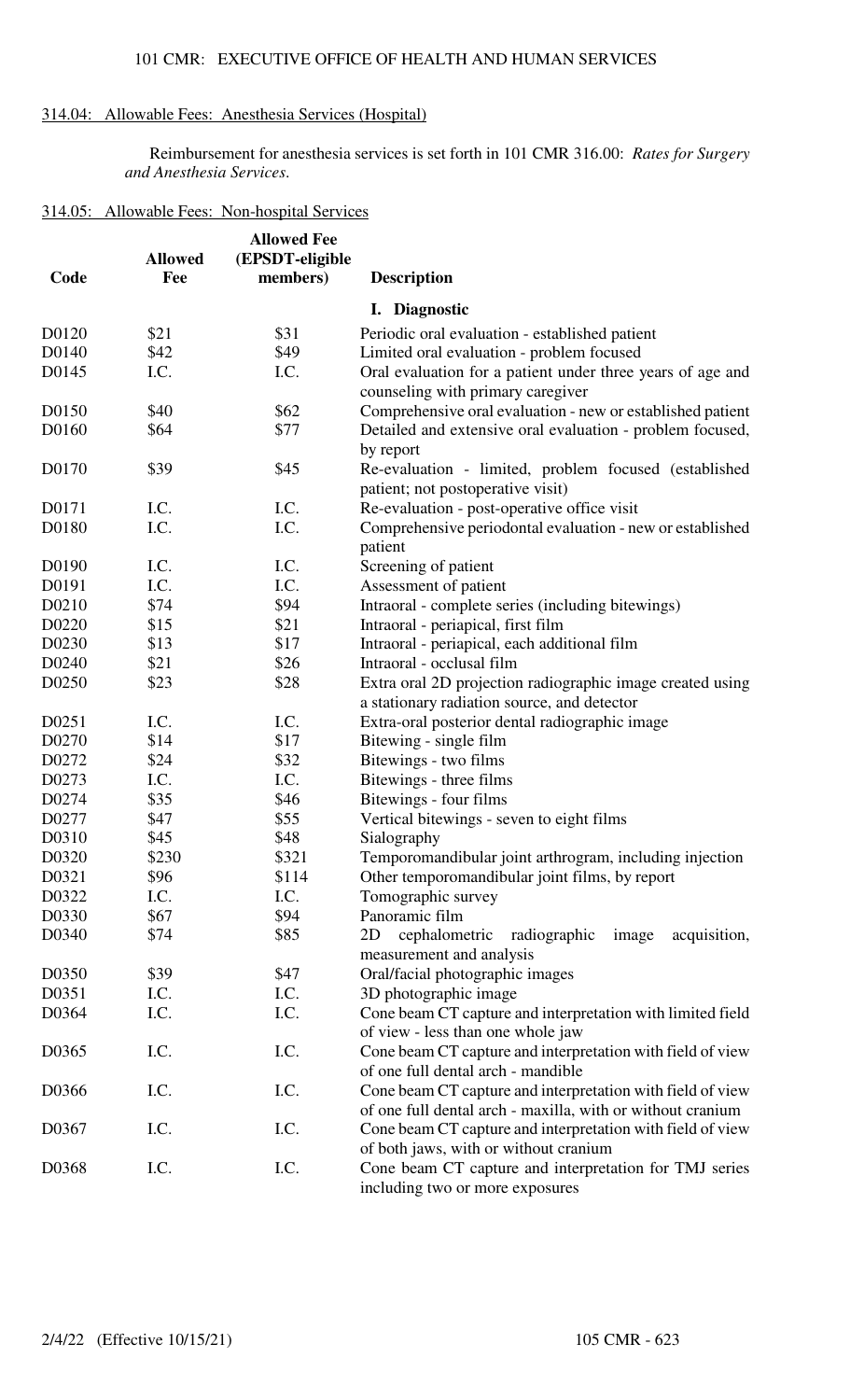### 314.04: Allowable Fees: Anesthesia Services (Hospital)

Reimbursement for anesthesia services is set forth in 101 CMR 316.00: *Rates for Surgery and Anesthesia Services*.

### 314.05: Allowable Fees: Non-hospital Services

| Code | Allowed Fee | Allowed Fee (EPSDT-eligible members) | Description |
|---|---|---|---|
| | | | **I. Diagnostic** |
| D0120 | $21 | $31 | Periodic oral evaluation - established patient |
| D0140 | $42 | $49 | Limited oral evaluation - problem focused |
| D0145 | I.C. | I.C. | Oral evaluation for a patient under three years of age and counseling with primary caregiver |
| D0150 | $40 | $62 | Comprehensive oral evaluation - new or established patient |
| D0160 | $64 | $77 | Detailed and extensive oral evaluation - problem focused, by report |
| D0170 | $39 | $45 | Re-evaluation - limited, problem focused (established patient; not postoperative visit) |
| D0171 | I.C. | I.C. | Re-evaluation - post-operative office visit |
| D0180 | I.C. | I.C. | Comprehensive periodontal evaluation - new or established patient |
| D0190 | I.C. | I.C. | Screening of patient |
| D0191 | I.C. | I.C. | Assessment of patient |
| D0210 | $74 | $94 | Intraoral - complete series (including bitewings) |
| D0220 | $15 | $21 | Intraoral - periapical, first film |
| D0230 | $13 | $17 | Intraoral - periapical, each additional film |
| D0240 | $21 | $26 | Intraoral - occlusal film |
| D0250 | $23 | $28 | Extra oral 2D projection radiographic image created using a stationary radiation source, and detector |
| D0251 | I.C. | I.C. | Extra-oral posterior dental radiographic image |
| D0270 | $14 | $17 | Bitewing - single film |
| D0272 | $24 | $32 | Bitewings - two films |
| D0273 | I.C. | I.C. | Bitewings - three films |
| D0274 | $35 | $46 | Bitewings - four films |
| D0277 | $47 | $55 | Vertical bitewings - seven to eight films |
| D0310 | $45 | $48 | Sialography |
| D0320 | $230 | $321 | Temporomandibular joint arthrogram, including injection |
| D0321 | $96 | $114 | Other temporomandibular joint films, by report |
| D0322 | I.C. | I.C. | Tomographic survey |
| D0330 | $67 | $94 | Panoramic film |
| D0340 | $74 | $85 | 2D cephalometric radiographic image acquisition, measurement and analysis |
| D0350 | $39 | $47 | Oral/facial photographic images |
| D0351 | I.C. | I.C. | 3D photographic image |
| D0364 | I.C. | I.C. | Cone beam CT capture and interpretation with limited field of view - less than one whole jaw |
| D0365 | I.C. | I.C. | Cone beam CT capture and interpretation with field of view of one full dental arch - mandible |
| D0366 | I.C. | I.C. | Cone beam CT capture and interpretation with field of view of one full dental arch - maxilla, with or without cranium |
| D0367 | I.C. | I.C. | Cone beam CT capture and interpretation with field of view of both jaws, with or without cranium |
| D0368 | I.C. | I.C. | Cone beam CT capture and interpretation for TMJ series including two or more exposures |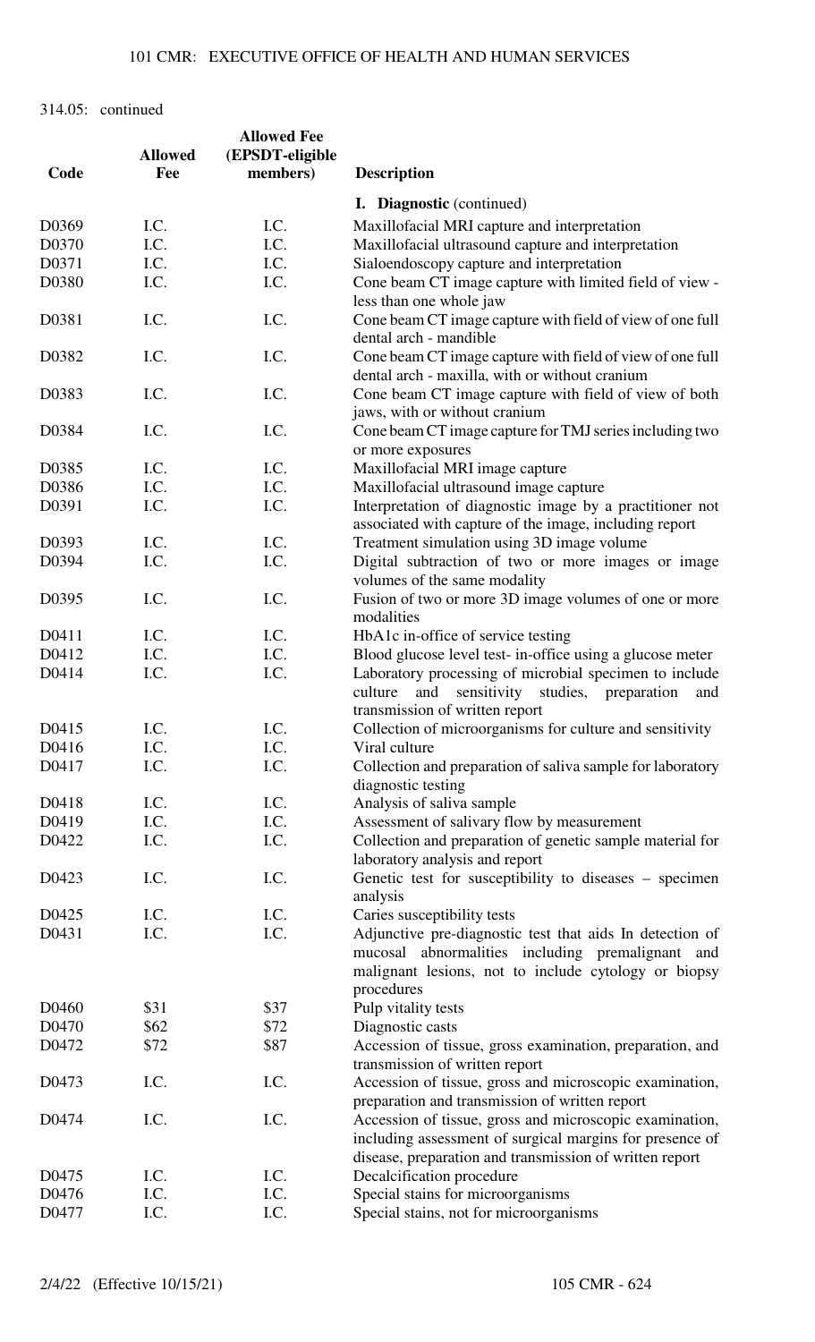314.05: continued

| Code | Allowed Fee | Allowed Fee (EPSDT-eligible members) | Description |
|---|---|---|---|
| | | | **I. Diagnostic** (continued) |
| D0369 | I.C. | I.C. | Maxillofacial MRI capture and interpretation |
| D0370 | I.C. | I.C. | Maxillofacial ultrasound capture and interpretation |
| D0371 | I.C. | I.C. | Sialoendoscopy capture and interpretation |
| D0380 | I.C. | I.C. | Cone beam CT image capture with limited field of view - less than one whole jaw |
| D0381 | I.C. | I.C. | Cone beam CT image capture with field of view of one full dental arch - mandible |
| D0382 | I.C. | I.C. | Cone beam CT image capture with field of view of one full dental arch - maxilla, with or without cranium |
| D0383 | I.C. | I.C. | Cone beam CT image capture with field of view of both jaws, with or without cranium |
| D0384 | I.C. | I.C. | Cone beam CT image capture for TMJ series including two or more exposures |
| D0385 | I.C. | I.C. | Maxillofacial MRI image capture |
| D0386 | I.C. | I.C. | Maxillofacial ultrasound image capture |
| D0391 | I.C. | I.C. | Interpretation of diagnostic image by a practitioner not associated with capture of the image, including report |
| D0393 | I.C. | I.C. | Treatment simulation using 3D image volume |
| D0394 | I.C. | I.C. | Digital subtraction of two or more images or image volumes of the same modality |
| D0395 | I.C. | I.C. | Fusion of two or more 3D image volumes of one or more modalities |
| D0411 | I.C. | I.C. | HbA1c in-office of service testing |
| D0412 | I.C. | I.C. | Blood glucose level test- in-office using a glucose meter |
| D0414 | I.C. | I.C. | Laboratory processing of microbial specimen to include culture and sensitivity studies, preparation and transmission of written report |
| D0415 | I.C. | I.C. | Collection of microorganisms for culture and sensitivity |
| D0416 | I.C. | I.C. | Viral culture |
| D0417 | I.C. | I.C. | Collection and preparation of saliva sample for laboratory diagnostic testing |
| D0418 | I.C. | I.C. | Analysis of saliva sample |
| D0419 | I.C. | I.C. | Assessment of salivary flow by measurement |
| D0422 | I.C. | I.C. | Collection and preparation of genetic sample material for laboratory analysis and report |
| D0423 | I.C. | I.C. | Genetic test for susceptibility to diseases – specimen analysis |
| D0425 | I.C. | I.C. | Caries susceptibility tests |
| D0431 | I.C. | I.C. | Adjunctive pre-diagnostic test that aids In detection of mucosal abnormalities including premalignant and malignant lesions, not to include cytology or biopsy procedures |
| D0460 | $31 | $37 | Pulp vitality tests |
| D0470 | $62 | $72 | Diagnostic casts |
| D0472 | $72 | $87 | Accession of tissue, gross examination, preparation, and transmission of written report |
| D0473 | I.C. | I.C. | Accession of tissue, gross and microscopic examination, preparation and transmission of written report |
| D0474 | I.C. | I.C. | Accession of tissue, gross and microscopic examination, including assessment of surgical margins for presence of disease, preparation and transmission of written report |
| D0475 | I.C. | I.C. | Decalcification procedure |
| D0476 | I.C. | I.C. | Special stains for microorganisms |
| D0477 | I.C. | I.C. | Special stains, not for microorganisms |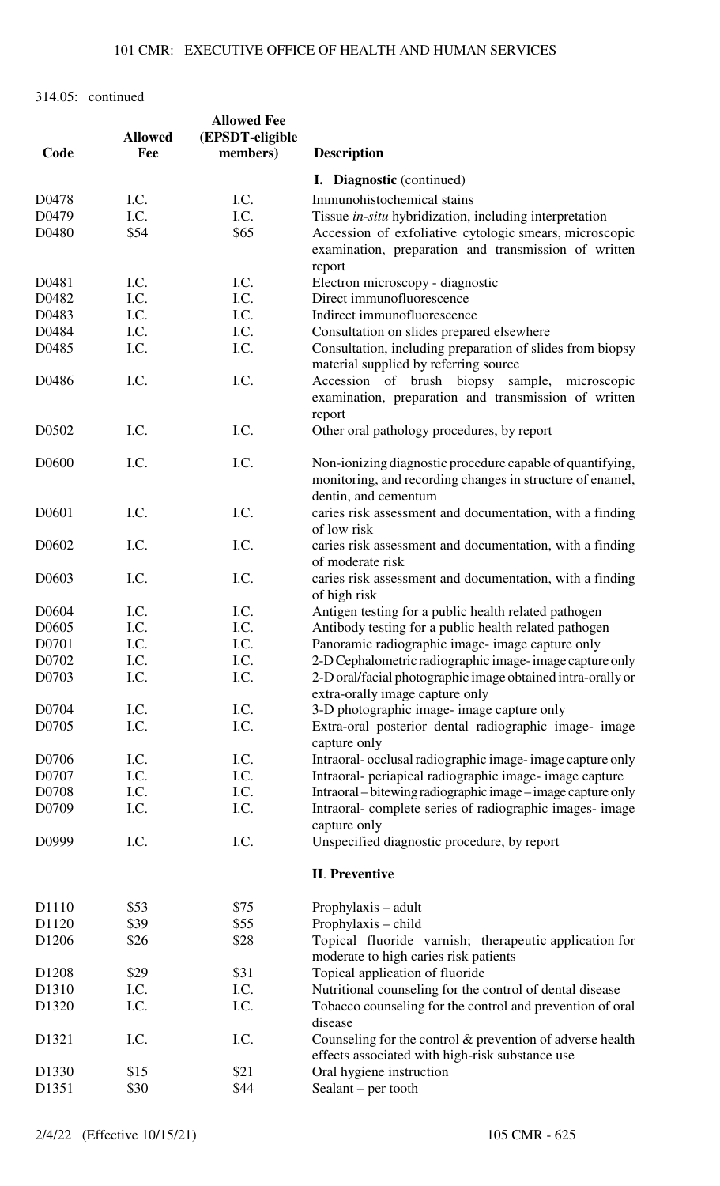314.05: continued

| Code | Allowed Fee | Allowed Fee (EPSDT-eligible members) | Description |
|---|---|---|---|
| | | | **I. Diagnostic** (continued) |
| D0478 | I.C. | I.C. | Immunohistochemical stains |
| D0479 | I.C. | I.C. | Tissue *in-situ* hybridization, including interpretation |
| D0480 | $54 | $65 | Accession of exfoliative cytologic smears, microscopic examination, preparation and transmission of written report |
| D0481 | I.C. | I.C. | Electron microscopy - diagnostic |
| D0482 | I.C. | I.C. | Direct immunofluorescence |
| D0483 | I.C. | I.C. | Indirect immunofluorescence |
| D0484 | I.C. | I.C. | Consultation on slides prepared elsewhere |
| D0485 | I.C. | I.C. | Consultation, including preparation of slides from biopsy material supplied by referring source |
| D0486 | I.C. | I.C. | Accession of brush biopsy sample, microscopic examination, preparation and transmission of written report |
| D0502 | I.C. | I.C. | Other oral pathology procedures, by report |
| D0600 | I.C. | I.C. | Non-ionizing diagnostic procedure capable of quantifying, monitoring, and recording changes in structure of enamel, dentin, and cementum |
| D0601 | I.C. | I.C. | caries risk assessment and documentation, with a finding of low risk |
| D0602 | I.C. | I.C. | caries risk assessment and documentation, with a finding of moderate risk |
| D0603 | I.C. | I.C. | caries risk assessment and documentation, with a finding of high risk |
| D0604 | I.C. | I.C. | Antigen testing for a public health related pathogen |
| D0605 | I.C. | I.C. | Antibody testing for a public health related pathogen |
| D0701 | I.C. | I.C. | Panoramic radiographic image- image capture only |
| D0702 | I.C. | I.C. | 2-D Cephalometric radiographic image- image capture only |
| D0703 | I.C. | I.C. | 2-D oral/facial photographic image obtained intra-orally or extra-orally image capture only |
| D0704 | I.C. | I.C. | 3-D photographic image- image capture only |
| D0705 | I.C. | I.C. | Extra-oral posterior dental radiographic image- image capture only |
| D0706 | I.C. | I.C. | Intraoral- occlusal radiographic image- image capture only |
| D0707 | I.C. | I.C. | Intraoral- periapical radiographic image- image capture |
| D0708 | I.C. | I.C. | Intraoral – bitewing radiographic image – image capture only |
| D0709 | I.C. | I.C. | Intraoral- complete series of radiographic images- image capture only |
| D0999 | I.C. | I.C. | Unspecified diagnostic procedure, by report |
| | | | **II. Preventive** |
| D1110 | $53 | $75 | Prophylaxis – adult |
| D1120 | $39 | $55 | Prophylaxis – child |
| D1206 | $26 | $28 | Topical fluoride varnish; therapeutic application for moderate to high caries risk patients |
| D1208 | $29 | $31 | Topical application of fluoride |
| D1310 | I.C. | I.C. | Nutritional counseling for the control of dental disease |
| D1320 | I.C. | I.C. | Tobacco counseling for the control and prevention of oral disease |
| D1321 | I.C. | I.C. | Counseling for the control & prevention of adverse health effects associated with high-risk substance use |
| D1330 | $15 | $21 | Oral hygiene instruction |
| D1351 | $30 | $44 | Sealant – per tooth |

2/4/22 (Effective 10/15/21)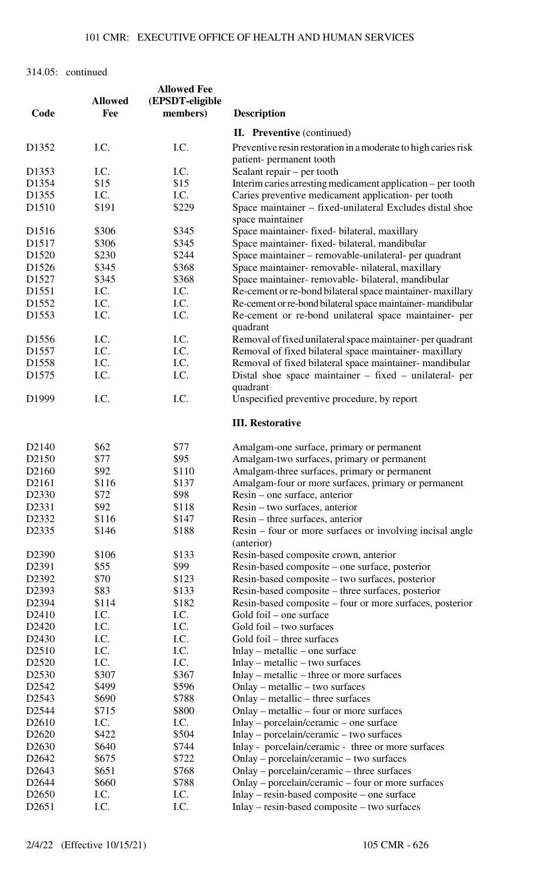314.05: continued

| Code | Allowed Fee | Allowed Fee (EPSDT-eligible members) | Description |
|---|---|---|---|
| | | | **II. Preventive** (continued) |
| D1352 | I.C. | I.C. | Preventive resin restoration in a moderate to high caries risk patient- permanent tooth |
| D1353 | I.C. | I.C. | Sealant repair – per tooth |
| D1354 | $15 | $15 | Interim caries arresting medicament application – per tooth |
| D1355 | I.C. | I.C. | Caries preventive medicament application- per tooth |
| D1510 | $191 | $229 | Space maintainer – fixed-unilateral Excludes distal shoe space maintainer |
| D1516 | $306 | $345 | Space maintainer- fixed- bilateral, maxillary |
| D1517 | $306 | $345 | Space maintainer- fixed- bilateral, mandibular |
| D1520 | $230 | $244 | Space maintainer – removable-unilateral- per quadrant |
| D1526 | $345 | $368 | Space maintainer- removable- nilateral, maxillary |
| D1527 | $345 | $368 | Space maintainer- removable- bilateral, mandibular |
| D1551 | I.C. | I.C. | Re-cement or re-bond bilateral space maintainer- maxillary |
| D1552 | I.C. | I.C. | Re-cement or re-bond bilateral space maintainer- mandibular |
| D1553 | I.C. | I.C. | Re-cement or re-bond unilateral space maintainer- per quadrant |
| D1556 | I.C. | I.C. | Removal of fixed unilateral space maintainer- per quadrant |
| D1557 | I.C. | I.C. | Removal of fixed bilateral space maintainer- maxillary |
| D1558 | I.C. | I.C. | Removal of fixed bilateral space maintainer- mandibular |
| D1575 | I.C. | I.C. | Distal shoe space maintainer – fixed – unilateral- per quadrant |
| D1999 | I.C. | I.C. | Unspecified preventive procedure, by report |
| | | | **III. Restorative** |
| D2140 | $62 | $77 | Amalgam-one surface, primary or permanent |
| D2150 | $77 | $95 | Amalgam-two surfaces, primary or permanent |
| D2160 | $92 | $110 | Amalgam-three surfaces, primary or permanent |
| D2161 | $116 | $137 | Amalgam-four or more surfaces, primary or permanent |
| D2330 | $72 | $98 | Resin – one surface, anterior |
| D2331 | $92 | $118 | Resin – two surfaces, anterior |
| D2332 | $116 | $147 | Resin – three surfaces, anterior |
| D2335 | $146 | $188 | Resin – four or more surfaces or involving incisal angle (anterior) |
| D2390 | $106 | $133 | Resin-based composite crown, anterior |
| D2391 | $55 | $99 | Resin-based composite – one surface, posterior |
| D2392 | $70 | $123 | Resin-based composite – two surfaces, posterior |
| D2393 | $83 | $133 | Resin-based composite – three surfaces, posterior |
| D2394 | $114 | $182 | Resin-based composite – four or more surfaces, posterior |
| D2410 | I.C. | I.C. | Gold foil – one surface |
| D2420 | I.C. | I.C. | Gold foil – two surfaces |
| D2430 | I.C. | I.C. | Gold foil – three surfaces |
| D2510 | I.C. | I.C. | Inlay – metallic – one surface |
| D2520 | I.C. | I.C. | Inlay – metallic – two surfaces |
| D2530 | $307 | $367 | Inlay – metallic – three or more surfaces |
| D2542 | $499 | $596 | Onlay – metallic – two surfaces |
| D2543 | $690 | $788 | Onlay – metallic – three surfaces |
| D2544 | $715 | $800 | Onlay – metallic – four or more surfaces |
| D2610 | I.C. | I.C. | Inlay – porcelain/ceramic – one surface |
| D2620 | $422 | $504 | Inlay – porcelain/ceramic – two surfaces |
| D2630 | $640 | $744 | Inlay - porcelain/ceramic - three or more surfaces |
| D2642 | $675 | $722 | Onlay – porcelain/ceramic – two surfaces |
| D2643 | $651 | $768 | Onlay – porcelain/ceramic – three surfaces |
| D2644 | $660 | $788 | Onlay – porcelain/ceramic – four or more surfaces |
| D2650 | I.C. | I.C. | Inlay – resin-based composite – one surface |
| D2651 | I.C. | I.C. | Inlay – resin-based composite – two surfaces |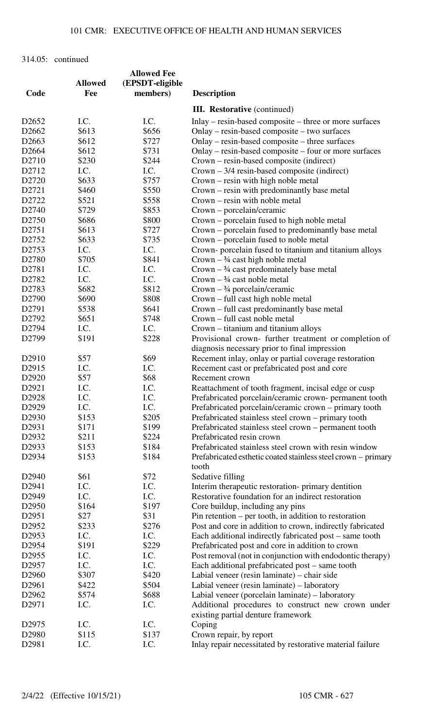314.05: continued

| Code | Allowed Fee | Allowed Fee (EPSDT-eligible members) | Description |
|---|---|---|---|
| | | | **III. Restorative** (continued) |
| D2652 | I.C. | I.C. | Inlay – resin-based composite – three or more surfaces |
| D2662 | $613 | $656 | Onlay – resin-based composite – two surfaces |
| D2663 | $612 | $727 | Onlay – resin-based composite – three surfaces |
| D2664 | $612 | $731 | Onlay – resin-based composite – four or more surfaces |
| D2710 | $230 | $244 | Crown – resin-based composite (indirect) |
| D2712 | I.C. | I.C. | Crown – 3/4 resin-based composite (indirect) |
| D2720 | $633 | $757 | Crown – resin with high noble metal |
| D2721 | $460 | $550 | Crown – resin with predominantly base metal |
| D2722 | $521 | $558 | Crown – resin with noble metal |
| D2740 | $729 | $853 | Crown – porcelain/ceramic |
| D2750 | $686 | $800 | Crown – porcelain fused to high noble metal |
| D2751 | $613 | $727 | Crown – porcelain fused to predominantly base metal |
| D2752 | $633 | $735 | Crown – porcelain fused to noble metal |
| D2753 | I.C. | I.C. | Crown- porcelain fused to titanium and titanium alloys |
| D2780 | $705 | $841 | Crown – ¾ cast high noble metal |
| D2781 | I.C. | I.C. | Crown – ¾ cast predominately base metal |
| D2782 | I.C. | I.C. | Crown – ¾ cast noble metal |
| D2783 | $682 | $812 | Crown – ¾ porcelain/ceramic |
| D2790 | $690 | $808 | Crown – full cast high noble metal |
| D2791 | $538 | $641 | Crown – full cast predominantly base metal |
| D2792 | $651 | $748 | Crown – full cast noble metal |
| D2794 | I.C. | I.C. | Crown – titanium and titanium alloys |
| D2799 | $191 | $228 | Provisional crown- further treatment or completion of diagnosis necessary prior to final impression |
| D2910 | $57 | $69 | Recement inlay, onlay or partial coverage restoration |
| D2915 | I.C. | I.C. | Recement cast or prefabricated post and core |
| D2920 | $57 | $68 | Recement crown |
| D2921 | I.C. | I.C. | Reattachment of tooth fragment, incisal edge or cusp |
| D2928 | I.C. | I.C. | Prefabricated porcelain/ceramic crown- permanent tooth |
| D2929 | I.C. | I.C. | Prefabricated porcelain/ceramic crown – primary tooth |
| D2930 | $153 | $205 | Prefabricated stainless steel crown – primary tooth |
| D2931 | $171 | $199 | Prefabricated stainless steel crown – permanent tooth |
| D2932 | $211 | $224 | Prefabricated resin crown |
| D2933 | $153 | $184 | Prefabricated stainless steel crown with resin window |
| D2934 | $153 | $184 | Prefabricated esthetic coated stainless steel crown – primary tooth |
| D2940 | $61 | $72 | Sedative filling |
| D2941 | I.C. | I.C. | Interim therapeutic restoration- primary dentition |
| D2949 | I.C. | I.C. | Restorative foundation for an indirect restoration |
| D2950 | $164 | $197 | Core buildup, including any pins |
| D2951 | $27 | $31 | Pin retention – per tooth, in addition to restoration |
| D2952 | $233 | $276 | Post and core in addition to crown, indirectly fabricated |
| D2953 | I.C. | I.C. | Each additional indirectly fabricated post – same tooth |
| D2954 | $191 | $229 | Prefabricated post and core in addition to crown |
| D2955 | I.C. | I.C. | Post removal (not in conjunction with endodontic therapy) |
| D2957 | I.C. | I.C. | Each additional prefabricated post – same tooth |
| D2960 | $307 | $420 | Labial veneer (resin laminate) – chair side |
| D2961 | $422 | $504 | Labial veneer (resin laminate) – laboratory |
| D2962 | $574 | $688 | Labial veneer (porcelain laminate) – laboratory |
| D2971 | I.C. | I.C. | Additional procedures to construct new crown under existing partial denture framework |
| D2975 | I.C. | I.C. | Coping |
| D2980 | $115 | $137 | Crown repair, by report |
| D2981 | I.C. | I.C. | Inlay repair necessitated by restorative material failure |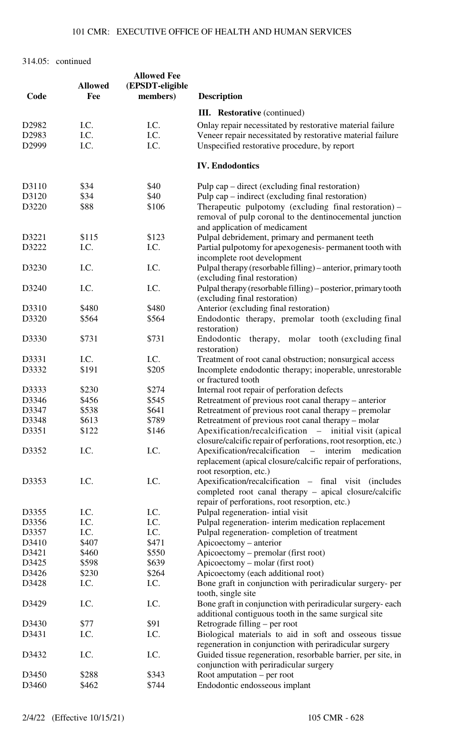314.05: continued

| Code | Allowed Fee | Allowed Fee (EPSDT-eligible members) | Description |
|---|---|---|---|
| | | | **III. Restorative** (continued) |
| D2982 | I.C. | I.C. | Onlay repair necessitated by restorative material failure |
| D2983 | I.C. | I.C. | Veneer repair necessitated by restorative material failure |
| D2999 | I.C. | I.C. | Unspecified restorative procedure, by report |
| | | | **IV. Endodontics** |
| D3110 | $34 | $40 | Pulp cap – direct (excluding final restoration) |
| D3120 | $34 | $40 | Pulp cap – indirect (excluding final restoration) |
| D3220 | $88 | $106 | Therapeutic pulpotomy (excluding final restoration) – removal of pulp coronal to the dentinocemental junction and application of medicament |
| D3221 | $115 | $123 | Pulpal debridement, primary and permanent teeth |
| D3222 | I.C. | I.C. | Partial pulpotomy for apexogenesis- permanent tooth with incomplete root development |
| D3230 | I.C. | I.C. | Pulpal therapy (resorbable filling) – anterior, primary tooth (excluding final restoration) |
| D3240 | I.C. | I.C. | Pulpal therapy (resorbable filling) – posterior, primary tooth (excluding final restoration) |
| D3310 | $480 | $480 | Anterior (excluding final restoration) |
| D3320 | $564 | $564 | Endodontic therapy, premolar tooth (excluding final restoration) |
| D3330 | $731 | $731 | Endodontic therapy, molar tooth (excluding final restoration) |
| D3331 | I.C. | I.C. | Treatment of root canal obstruction; nonsurgical access |
| D3332 | $191 | $205 | Incomplete endodontic therapy; inoperable, unrestorable or fractured tooth |
| D3333 | $230 | $274 | Internal root repair of perforation defects |
| D3346 | $456 | $545 | Retreatment of previous root canal therapy – anterior |
| D3347 | $538 | $641 | Retreatment of previous root canal therapy – premolar |
| D3348 | $613 | $789 | Retreatment of previous root canal therapy – molar |
| D3351 | $122 | $146 | Apexification/recalcification – initial visit (apical closure/calcific repair of perforations, root resorption, etc.) |
| D3352 | I.C. | I.C. | Apexification/recalcification – interim medication replacement (apical closure/calcific repair of perforations, root resorption, etc.) |
| D3353 | I.C. | I.C. | Apexification/recalcification – final visit (includes completed root canal therapy – apical closure/calcific repair of perforations, root resorption, etc.) |
| D3355 | I.C. | I.C. | Pulpal regeneration- intial visit |
| D3356 | I.C. | I.C. | Pulpal regeneration- interim medication replacement |
| D3357 | I.C. | I.C. | Pulpal regeneration- completion of treatment |
| D3410 | $407 | $471 | Apicoectomy – anterior |
| D3421 | $460 | $550 | Apicoectomy – premolar (first root) |
| D3425 | $598 | $639 | Apicoectomy – molar (first root) |
| D3426 | $230 | $264 | Apicoectomy (each additional root) |
| D3428 | I.C. | I.C. | Bone graft in conjunction with periradicular surgery- per tooth, single site |
| D3429 | I.C. | I.C. | Bone graft in conjunction with periradicular surgery- each additional contiguous tooth in the same surgical site |
| D3430 | $77 | $91 | Retrograde filling – per root |
| D3431 | I.C. | I.C. | Biological materials to aid in soft and osseous tissue regeneration in conjunction with periradicular surgery |
| D3432 | I.C. | I.C. | Guided tissue regeneration, resorbable barrier, per site, in conjunction with periradicular surgery |
| D3450 | $288 | $343 | Root amputation – per root |
| D3460 | $462 | $744 | Endodontic endosseous implant |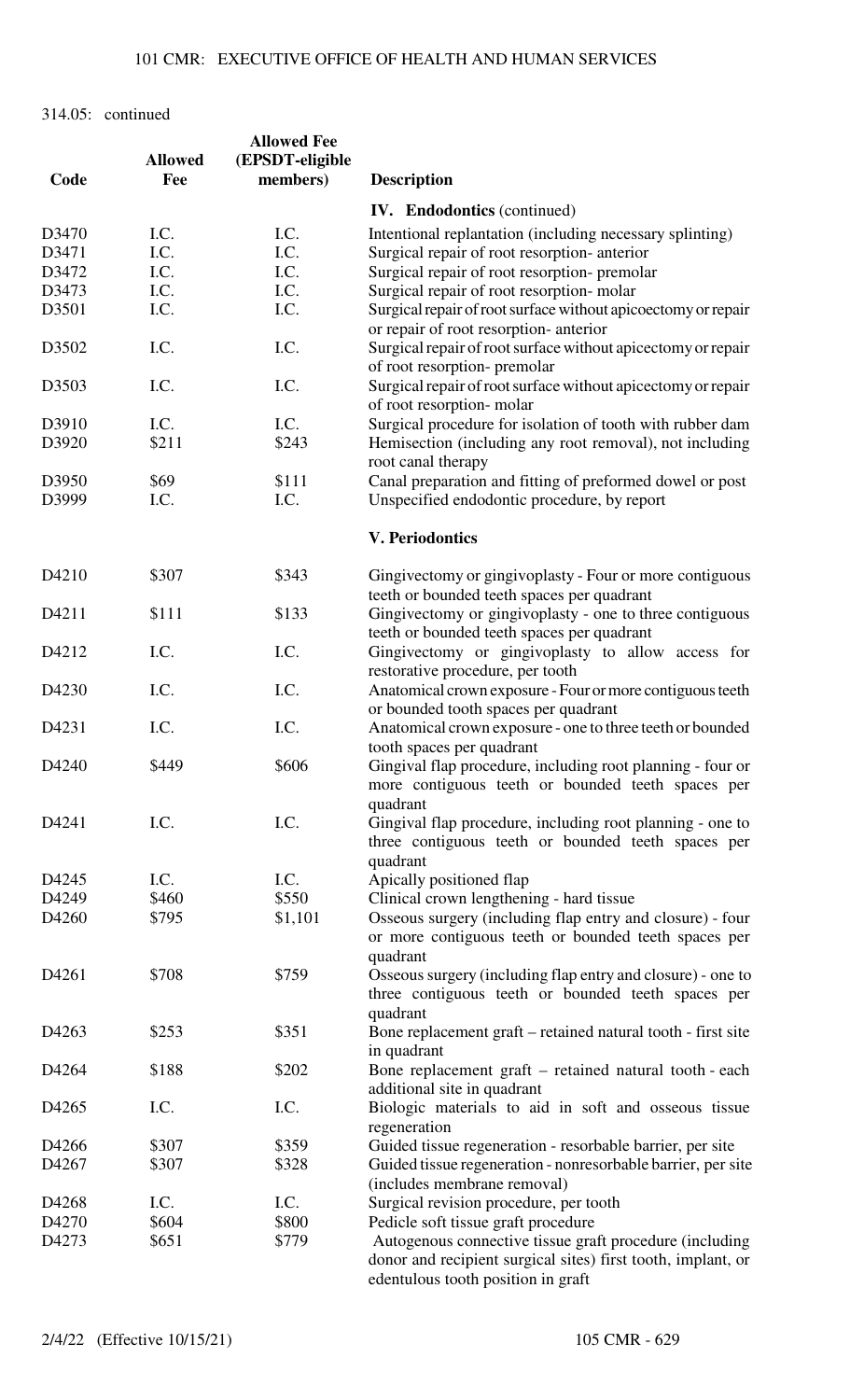314.05: continued

| Code | Allowed Fee | Allowed Fee (EPSDT-eligible members) | Description |
|---|---|---|---|
| | | | **IV. Endodontics** (continued) |
| D3470 | I.C. | I.C. | Intentional replantation (including necessary splinting) |
| D3471 | I.C. | I.C. | Surgical repair of root resorption- anterior |
| D3472 | I.C. | I.C. | Surgical repair of root resorption- premolar |
| D3473 | I.C. | I.C. | Surgical repair of root resorption- molar |
| D3501 | I.C. | I.C. | Surgical repair of root surface without apicoectomy or repair or repair of root resorption- anterior |
| D3502 | I.C. | I.C. | Surgical repair of root surface without apicectomy or repair of root resorption- premolar |
| D3503 | I.C. | I.C. | Surgical repair of root surface without apicectomy or repair of root resorption- molar |
| D3910 | I.C. | I.C. | Surgical procedure for isolation of tooth with rubber dam |
| D3920 | $211 | $243 | Hemisection (including any root removal), not including root canal therapy |
| D3950 | $69 | $111 | Canal preparation and fitting of preformed dowel or post |
| D3999 | I.C. | I.C. | Unspecified endodontic procedure, by report |
| | | | **V. Periodontics** |
| D4210 | $307 | $343 | Gingivectomy or gingivoplasty - Four or more contiguous teeth or bounded teeth spaces per quadrant |
| D4211 | $111 | $133 | Gingivectomy or gingivoplasty - one to three contiguous teeth or bounded teeth spaces per quadrant |
| D4212 | I.C. | I.C. | Gingivectomy or gingivoplasty to allow access for restorative procedure, per tooth |
| D4230 | I.C. | I.C. | Anatomical crown exposure - Four or more contiguous teeth or bounded tooth spaces per quadrant |
| D4231 | I.C. | I.C. | Anatomical crown exposure - one to three teeth or bounded tooth spaces per quadrant |
| D4240 | $449 | $606 | Gingival flap procedure, including root planning - four or more contiguous teeth or bounded teeth spaces per quadrant |
| D4241 | I.C. | I.C. | Gingival flap procedure, including root planning - one to three contiguous teeth or bounded teeth spaces per quadrant |
| D4245 | I.C. | I.C. | Apically positioned flap |
| D4249 | $460 | $550 | Clinical crown lengthening - hard tissue |
| D4260 | $795 | $1,101 | Osseous surgery (including flap entry and closure) - four or more contiguous teeth or bounded teeth spaces per quadrant |
| D4261 | $708 | $759 | Osseous surgery (including flap entry and closure) - one to three contiguous teeth or bounded teeth spaces per quadrant |
| D4263 | $253 | $351 | Bone replacement graft – retained natural tooth - first site in quadrant |
| D4264 | $188 | $202 | Bone replacement graft – retained natural tooth - each additional site in quadrant |
| D4265 | I.C. | I.C. | Biologic materials to aid in soft and osseous tissue regeneration |
| D4266 | $307 | $359 | Guided tissue regeneration - resorbable barrier, per site |
| D4267 | $307 | $328 | Guided tissue regeneration - nonresorbable barrier, per site (includes membrane removal) |
| D4268 | I.C. | I.C. | Surgical revision procedure, per tooth |
| D4270 | $604 | $800 | Pedicle soft tissue graft procedure |
| D4273 | $651 | $779 | Autogenous connective tissue graft procedure (including donor and recipient surgical sites) first tooth, implant, or edentulous tooth position in graft |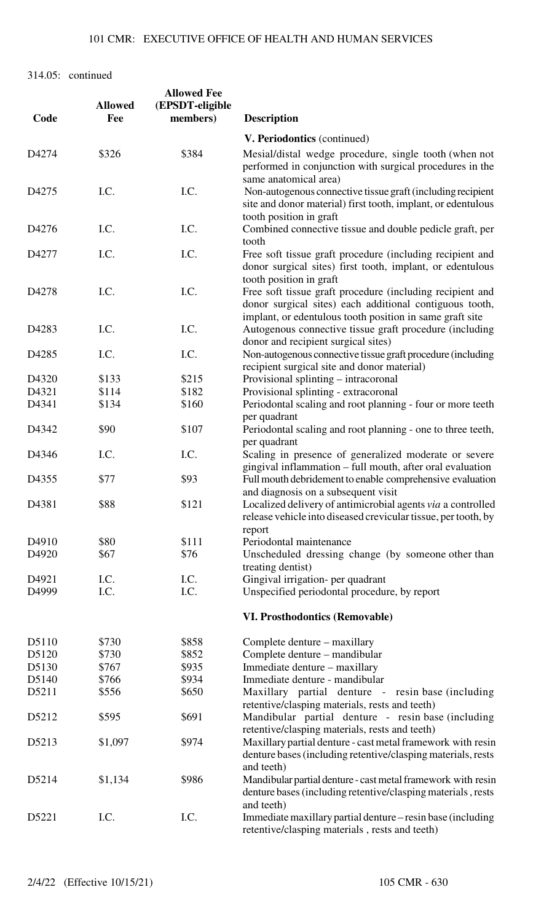314.05: continued

| Code | Allowed Fee | Allowed Fee (EPSDT-eligible members) | Description |
|---|---|---|---|
| | | | **V. Periodontics** (continued) |
| D4274 | $326 | $384 | Mesial/distal wedge procedure, single tooth (when not performed in conjunction with surgical procedures in the same anatomical area) |
| D4275 | I.C. | I.C. | Non-autogenous connective tissue graft (including recipient site and donor material) first tooth, implant, or edentulous tooth position in graft |
| D4276 | I.C. | I.C. | Combined connective tissue and double pedicle graft, per tooth |
| D4277 | I.C. | I.C. | Free soft tissue graft procedure (including recipient and donor surgical sites) first tooth, implant, or edentulous tooth position in graft |
| D4278 | I.C. | I.C. | Free soft tissue graft procedure (including recipient and donor surgical sites) each additional contiguous tooth, implant, or edentulous tooth position in same graft site |
| D4283 | I.C. | I.C. | Autogenous connective tissue graft procedure (including donor and recipient surgical sites) |
| D4285 | I.C. | I.C. | Non-autogenous connective tissue graft procedure (including recipient surgical site and donor material) |
| D4320 | $133 | $215 | Provisional splinting – intracoronal |
| D4321 | $114 | $182 | Provisional splinting - extracoronal |
| D4341 | $134 | $160 | Periodontal scaling and root planning - four or more teeth per quadrant |
| D4342 | $90 | $107 | Periodontal scaling and root planning - one to three teeth, per quadrant |
| D4346 | I.C. | I.C. | Scaling in presence of generalized moderate or severe gingival inflammation – full mouth, after oral evaluation |
| D4355 | $77 | $93 | Full mouth debridement to enable comprehensive evaluation and diagnosis on a subsequent visit |
| D4381 | $88 | $121 | Localized delivery of antimicrobial agents *via* a controlled release vehicle into diseased crevicular tissue, per tooth, by report |
| D4910 | $80 | $111 | Periodontal maintenance |
| D4920 | $67 | $76 | Unscheduled dressing change (by someone other than treating dentist) |
| D4921 | I.C. | I.C. | Gingival irrigation- per quadrant |
| D4999 | I.C. | I.C. | Unspecified periodontal procedure, by report |
| | | | **VI. Prosthodontics (Removable)** |
| D5110 | $730 | $858 | Complete denture – maxillary |
| D5120 | $730 | $852 | Complete denture – mandibular |
| D5130 | $767 | $935 | Immediate denture – maxillary |
| D5140 | $766 | $934 | Immediate denture - mandibular |
| D5211 | $556 | $650 | Maxillary partial denture - resin base (including retentive/clasping materials, rests and teeth) |
| D5212 | $595 | $691 | Mandibular partial denture - resin base (including retentive/clasping materials, rests and teeth) |
| D5213 | $1,097 | $974 | Maxillary partial denture - cast metal framework with resin denture bases (including retentive/clasping materials, rests and teeth) |
| D5214 | $1,134 | $986 | Mandibular partial denture - cast metal framework with resin denture bases (including retentive/clasping materials , rests and teeth) |
| D5221 | I.C. | I.C. | Immediate maxillary partial denture – resin base (including retentive/clasping materials , rests and teeth) |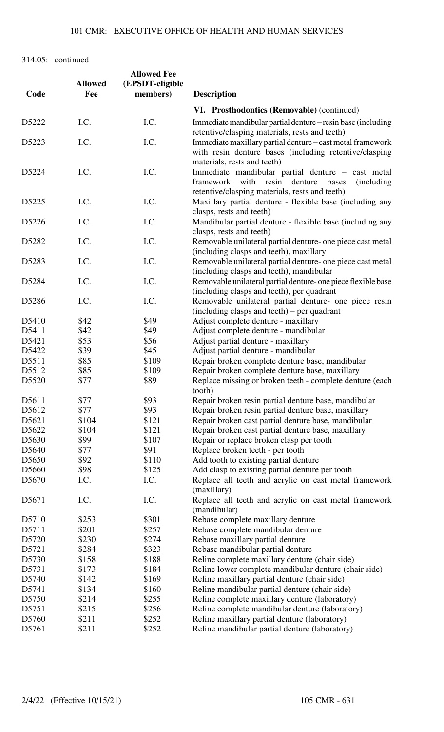314.05: continued

| Code | Allowed Fee | Allowed Fee (EPSDT-eligible members) | Description |
|---|---|---|---|
| | | | **VI. Prosthodontics (Removable)** (continued) |
| D5222 | I.C. | I.C. | Immediate mandibular partial denture – resin base (including retentive/clasping materials, rests and teeth) |
| D5223 | I.C. | I.C. | Immediate maxillary partial denture – cast metal framework with resin denture bases (including retentive/clasping materials, rests and teeth) |
| D5224 | I.C. | I.C. | Immediate mandibular partial denture – cast metal framework with resin denture bases (including retentive/clasping materials, rests and teeth) |
| D5225 | I.C. | I.C. | Maxillary partial denture - flexible base (including any clasps, rests and teeth) |
| D5226 | I.C. | I.C. | Mandibular partial denture - flexible base (including any clasps, rests and teeth) |
| D5282 | I.C. | I.C. | Removable unilateral partial denture- one piece cast metal (including clasps and teeth), maxillary |
| D5283 | I.C. | I.C. | Removable unilateral partial denture- one piece cast metal (including clasps and teeth), mandibular |
| D5284 | I.C. | I.C. | Removable unilateral partial denture- one piece flexible base (including clasps and teeth), per quadrant |
| D5286 | I.C. | I.C. | Removable unilateral partial denture- one piece resin (including clasps and teeth) – per quadrant |
| D5410 | $42 | $49 | Adjust complete denture - maxillary |
| D5411 | $42 | $49 | Adjust complete denture - mandibular |
| D5421 | $53 | $56 | Adjust partial denture - maxillary |
| D5422 | $39 | $45 | Adjust partial denture - mandibular |
| D5511 | $85 | $109 | Repair broken complete denture base, mandibular |
| D5512 | $85 | $109 | Repair broken complete denture base, maxillary |
| D5520 | $77 | $89 | Replace missing or broken teeth - complete denture (each tooth) |
| D5611 | $77 | $93 | Repair broken resin partial denture base, mandibular |
| D5612 | $77 | $93 | Repair broken resin partial denture base, maxillary |
| D5621 | $104 | $121 | Repair broken cast partial denture base, mandibular |
| D5622 | $104 | $121 | Repair broken cast partial denture base, maxillary |
| D5630 | $99 | $107 | Repair or replace broken clasp per tooth |
| D5640 | $77 | $91 | Replace broken teeth - per tooth |
| D5650 | $92 | $110 | Add tooth to existing partial denture |
| D5660 | $98 | $125 | Add clasp to existing partial denture per tooth |
| D5670 | I.C. | I.C. | Replace all teeth and acrylic on cast metal framework (maxillary) |
| D5671 | I.C. | I.C. | Replace all teeth and acrylic on cast metal framework (mandibular) |
| D5710 | $253 | $301 | Rebase complete maxillary denture |
| D5711 | $201 | $257 | Rebase complete mandibular denture |
| D5720 | $230 | $274 | Rebase maxillary partial denture |
| D5721 | $284 | $323 | Rebase mandibular partial denture |
| D5730 | $158 | $188 | Reline complete maxillary denture (chair side) |
| D5731 | $173 | $184 | Reline lower complete mandibular denture (chair side) |
| D5740 | $142 | $169 | Reline maxillary partial denture (chair side) |
| D5741 | $134 | $160 | Reline mandibular partial denture (chair side) |
| D5750 | $214 | $255 | Reline complete maxillary denture (laboratory) |
| D5751 | $215 | $256 | Reline complete mandibular denture (laboratory) |
| D5760 | $211 | $252 | Reline maxillary partial denture (laboratory) |
| D5761 | $211 | $252 | Reline mandibular partial denture (laboratory) |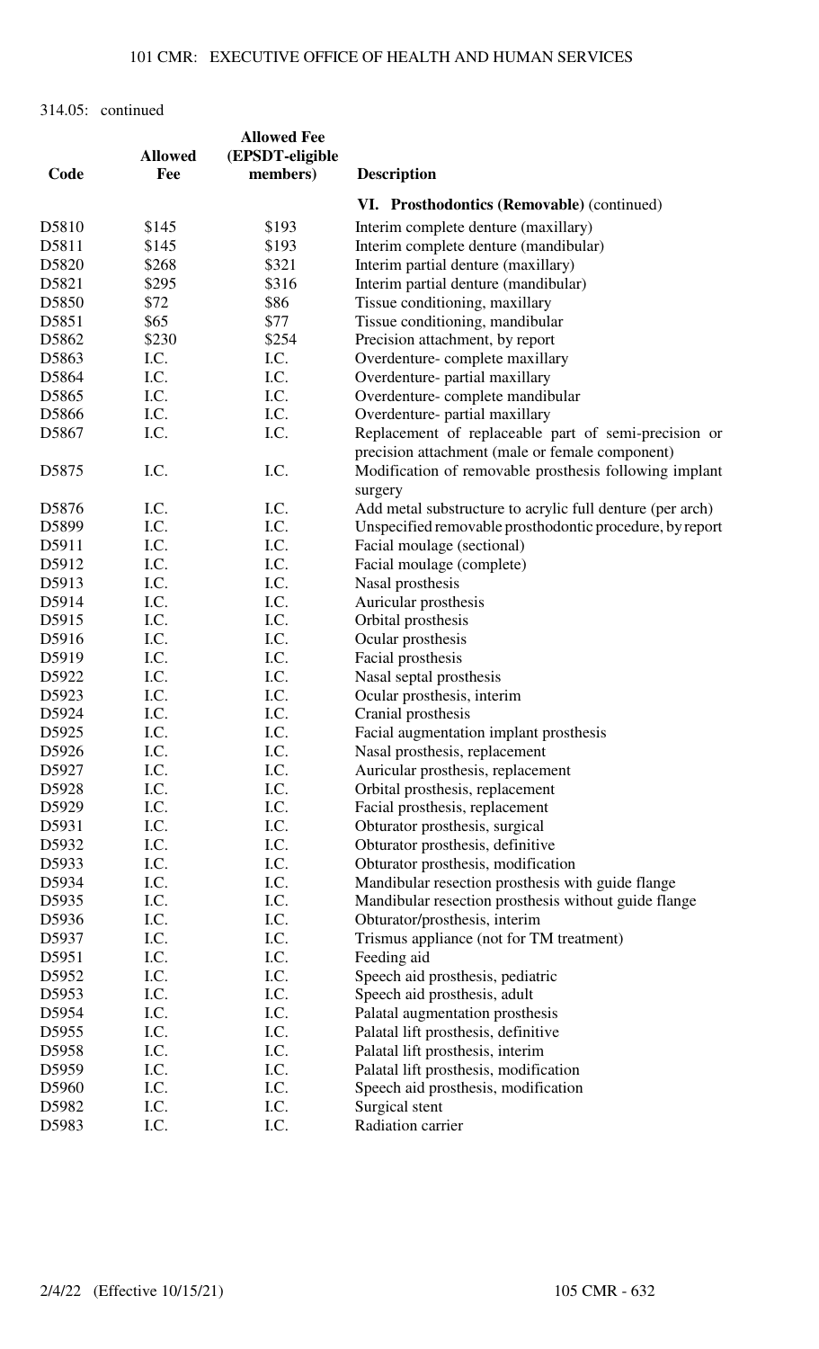314.05: continued

| Code | Allowed Fee | Allowed Fee (EPSDT-eligible members) | Description |
|---|---|---|---|
| | | | **VI. Prosthodontics (Removable)** (continued) |
| D5810 | $145 | $193 | Interim complete denture (maxillary) |
| D5811 | $145 | $193 | Interim complete denture (mandibular) |
| D5820 | $268 | $321 | Interim partial denture (maxillary) |
| D5821 | $295 | $316 | Interim partial denture (mandibular) |
| D5850 | $72 | $86 | Tissue conditioning, maxillary |
| D5851 | $65 | $77 | Tissue conditioning, mandibular |
| D5862 | $230 | $254 | Precision attachment, by report |
| D5863 | I.C. | I.C. | Overdenture- complete maxillary |
| D5864 | I.C. | I.C. | Overdenture- partial maxillary |
| D5865 | I.C. | I.C. | Overdenture- complete mandibular |
| D5866 | I.C. | I.C. | Overdenture- partial maxillary |
| D5867 | I.C. | I.C. | Replacement of replaceable part of semi-precision or precision attachment (male or female component) |
| D5875 | I.C. | I.C. | Modification of removable prosthesis following implant surgery |
| D5876 | I.C. | I.C. | Add metal substructure to acrylic full denture (per arch) |
| D5899 | I.C. | I.C. | Unspecified removable prosthodontic procedure, by report |
| D5911 | I.C. | I.C. | Facial moulage (sectional) |
| D5912 | I.C. | I.C. | Facial moulage (complete) |
| D5913 | I.C. | I.C. | Nasal prosthesis |
| D5914 | I.C. | I.C. | Auricular prosthesis |
| D5915 | I.C. | I.C. | Orbital prosthesis |
| D5916 | I.C. | I.C. | Ocular prosthesis |
| D5919 | I.C. | I.C. | Facial prosthesis |
| D5922 | I.C. | I.C. | Nasal septal prosthesis |
| D5923 | I.C. | I.C. | Ocular prosthesis, interim |
| D5924 | I.C. | I.C. | Cranial prosthesis |
| D5925 | I.C. | I.C. | Facial augmentation implant prosthesis |
| D5926 | I.C. | I.C. | Nasal prosthesis, replacement |
| D5927 | I.C. | I.C. | Auricular prosthesis, replacement |
| D5928 | I.C. | I.C. | Orbital prosthesis, replacement |
| D5929 | I.C. | I.C. | Facial prosthesis, replacement |
| D5931 | I.C. | I.C. | Obturator prosthesis, surgical |
| D5932 | I.C. | I.C. | Obturator prosthesis, definitive |
| D5933 | I.C. | I.C. | Obturator prosthesis, modification |
| D5934 | I.C. | I.C. | Mandibular resection prosthesis with guide flange |
| D5935 | I.C. | I.C. | Mandibular resection prosthesis without guide flange |
| D5936 | I.C. | I.C. | Obturator/prosthesis, interim |
| D5937 | I.C. | I.C. | Trismus appliance (not for TM treatment) |
| D5951 | I.C. | I.C. | Feeding aid |
| D5952 | I.C. | I.C. | Speech aid prosthesis, pediatric |
| D5953 | I.C. | I.C. | Speech aid prosthesis, adult |
| D5954 | I.C. | I.C. | Palatal augmentation prosthesis |
| D5955 | I.C. | I.C. | Palatal lift prosthesis, definitive |
| D5958 | I.C. | I.C. | Palatal lift prosthesis, interim |
| D5959 | I.C. | I.C. | Palatal lift prosthesis, modification |
| D5960 | I.C. | I.C. | Speech aid prosthesis, modification |
| D5982 | I.C. | I.C. | Surgical stent |
| D5983 | I.C. | I.C. | Radiation carrier |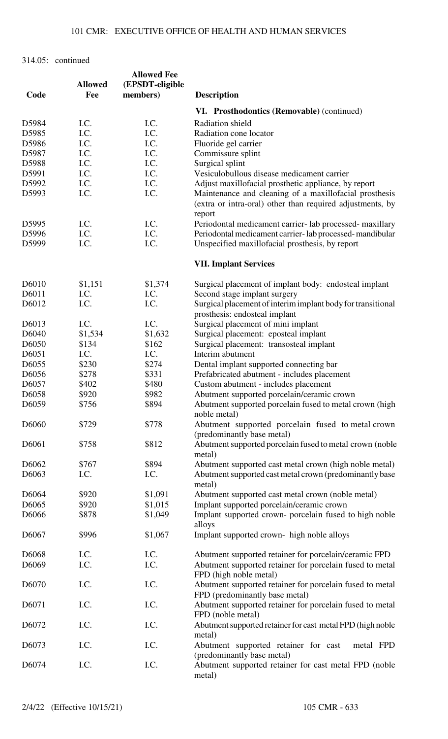314.05: continued

| Code | Allowed Fee | Allowed Fee (EPSDT-eligible members) | Description |
|---|---|---|---|
| | | | **VI. Prosthodontics (Removable)** (continued) |
| D5984 | I.C. | I.C. | Radiation shield |
| D5985 | I.C. | I.C. | Radiation cone locator |
| D5986 | I.C. | I.C. | Fluoride gel carrier |
| D5987 | I.C. | I.C. | Commissure splint |
| D5988 | I.C. | I.C. | Surgical splint |
| D5991 | I.C. | I.C. | Vesiculobullous disease medicament carrier |
| D5992 | I.C. | I.C. | Adjust maxillofacial prosthetic appliance, by report |
| D5993 | I.C. | I.C. | Maintenance and cleaning of a maxillofacial prosthesis (extra or intra-oral) other than required adjustments, by report |
| D5995 | I.C. | I.C. | Periodontal medicament carrier- lab processed- maxillary |
| D5996 | I.C. | I.C. | Periodontal medicament carrier- lab processed- mandibular |
| D5999 | I.C. | I.C. | Unspecified maxillofacial prosthesis, by report |
| | | | **VII. Implant Services** |
| D6010 | $1,151 | $1,374 | Surgical placement of implant body: endosteal implant |
| D6011 | I.C. | I.C. | Second stage implant surgery |
| D6012 | I.C. | I.C. | Surgical placement of interim implant body for transitional prosthesis: endosteal implant |
| D6013 | I.C. | I.C. | Surgical placement of mini implant |
| D6040 | $1,534 | $1,632 | Surgical placement: eposteal implant |
| D6050 | $134 | $162 | Surgical placement: transosteal implant |
| D6051 | I.C. | I.C. | Interim abutment |
| D6055 | $230 | $274 | Dental implant supported connecting bar |
| D6056 | $278 | $331 | Prefabricated abutment - includes placement |
| D6057 | $402 | $480 | Custom abutment - includes placement |
| D6058 | $920 | $982 | Abutment supported porcelain/ceramic crown |
| D6059 | $756 | $894 | Abutment supported porcelain fused to metal crown (high noble metal) |
| D6060 | $729 | $778 | Abutment supported porcelain fused to metal crown (predominantly base metal) |
| D6061 | $758 | $812 | Abutment supported porcelain fused to metal crown (noble metal) |
| D6062 | $767 | $894 | Abutment supported cast metal crown (high noble metal) |
| D6063 | I.C. | I.C. | Abutment supported cast metal crown (predominantly base metal) |
| D6064 | $920 | $1,091 | Abutment supported cast metal crown (noble metal) |
| D6065 | $920 | $1,015 | Implant supported porcelain/ceramic crown |
| D6066 | $878 | $1,049 | Implant supported crown- porcelain fused to high noble alloys |
| D6067 | $996 | $1,067 | Implant supported crown- high noble alloys |
| D6068 | I.C. | I.C. | Abutment supported retainer for porcelain/ceramic FPD |
| D6069 | I.C. | I.C. | Abutment supported retainer for porcelain fused to metal FPD (high noble metal) |
| D6070 | I.C. | I.C. | Abutment supported retainer for porcelain fused to metal FPD (predominantly base metal) |
| D6071 | I.C. | I.C. | Abutment supported retainer for porcelain fused to metal FPD (noble metal) |
| D6072 | I.C. | I.C. | Abutment supported retainer for cast metal FPD (high noble metal) |
| D6073 | I.C. | I.C. | Abutment supported retainer for cast metal FPD (predominantly base metal) |
| D6074 | I.C. | I.C. | Abutment supported retainer for cast metal FPD (noble metal) |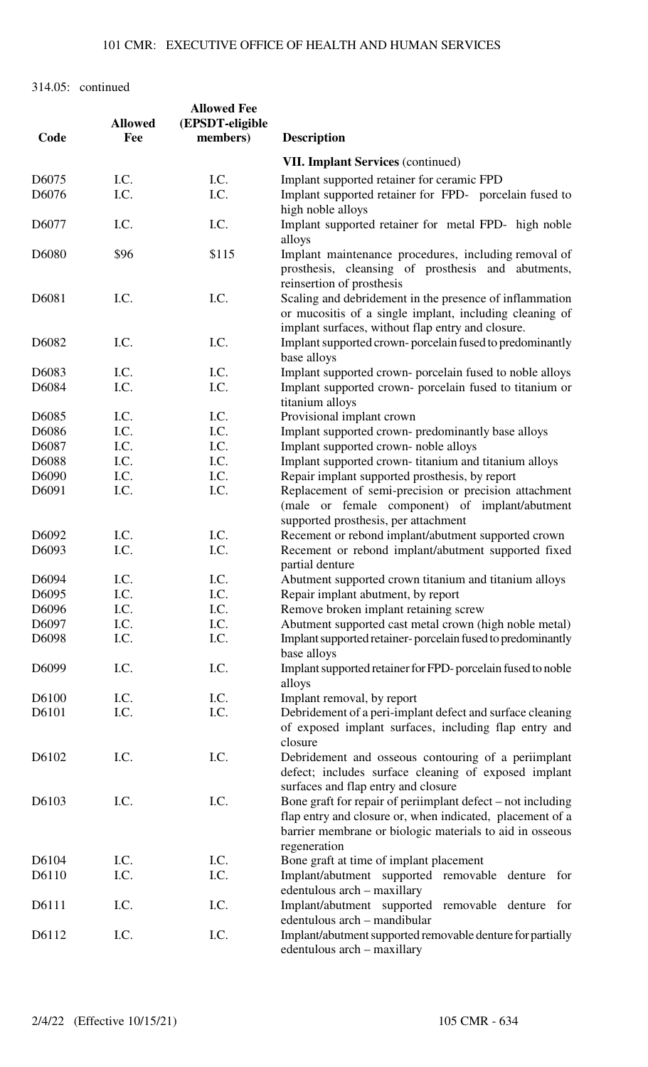314.05: continued

| Code | Allowed Fee | Allowed Fee (EPSDT-eligible members) | Description |
|---|---|---|---|
| | | | **VII. Implant Services** (continued) |
| D6075 | I.C. | I.C. | Implant supported retainer for ceramic FPD |
| D6076 | I.C. | I.C. | Implant supported retainer for FPD- porcelain fused to high noble alloys |
| D6077 | I.C. | I.C. | Implant supported retainer for metal FPD- high noble alloys |
| D6080 | $96 | $115 | Implant maintenance procedures, including removal of prosthesis, cleansing of prosthesis and abutments, reinsertion of prosthesis |
| D6081 | I.C. | I.C. | Scaling and debridement in the presence of inflammation or mucositis of a single implant, including cleaning of implant surfaces, without flap entry and closure. |
| D6082 | I.C. | I.C. | Implant supported crown- porcelain fused to predominantly base alloys |
| D6083 | I.C. | I.C. | Implant supported crown- porcelain fused to noble alloys |
| D6084 | I.C. | I.C. | Implant supported crown- porcelain fused to titanium or titanium alloys |
| D6085 | I.C. | I.C. | Provisional implant crown |
| D6086 | I.C. | I.C. | Implant supported crown- predominantly base alloys |
| D6087 | I.C. | I.C. | Implant supported crown- noble alloys |
| D6088 | I.C. | I.C. | Implant supported crown- titanium and titanium alloys |
| D6090 | I.C. | I.C. | Repair implant supported prosthesis, by report |
| D6091 | I.C. | I.C. | Replacement of semi-precision or precision attachment (male or female component) of implant/abutment supported prosthesis, per attachment |
| D6092 | I.C. | I.C. | Recement or rebond implant/abutment supported crown |
| D6093 | I.C. | I.C. | Recement or rebond implant/abutment supported fixed partial denture |
| D6094 | I.C. | I.C. | Abutment supported crown titanium and titanium alloys |
| D6095 | I.C. | I.C. | Repair implant abutment, by report |
| D6096 | I.C. | I.C. | Remove broken implant retaining screw |
| D6097 | I.C. | I.C. | Abutment supported cast metal crown (high noble metal) |
| D6098 | I.C. | I.C. | Implant supported retainer- porcelain fused to predominantly base alloys |
| D6099 | I.C. | I.C. | Implant supported retainer for FPD- porcelain fused to noble alloys |
| D6100 | I.C. | I.C. | Implant removal, by report |
| D6101 | I.C. | I.C. | Debridement of a peri-implant defect and surface cleaning of exposed implant surfaces, including flap entry and closure |
| D6102 | I.C. | I.C. | Debridement and osseous contouring of a periimplant defect; includes surface cleaning of exposed implant surfaces and flap entry and closure |
| D6103 | I.C. | I.C. | Bone graft for repair of periimplant defect – not including flap entry and closure or, when indicated, placement of a barrier membrane or biologic materials to aid in osseous regeneration |
| D6104 | I.C. | I.C. | Bone graft at time of implant placement |
| D6110 | I.C. | I.C. | Implant/abutment supported removable denture for edentulous arch – maxillary |
| D6111 | I.C. | I.C. | Implant/abutment supported removable denture for edentulous arch – mandibular |
| D6112 | I.C. | I.C. | Implant/abutment supported removable denture for partially edentulous arch – maxillary |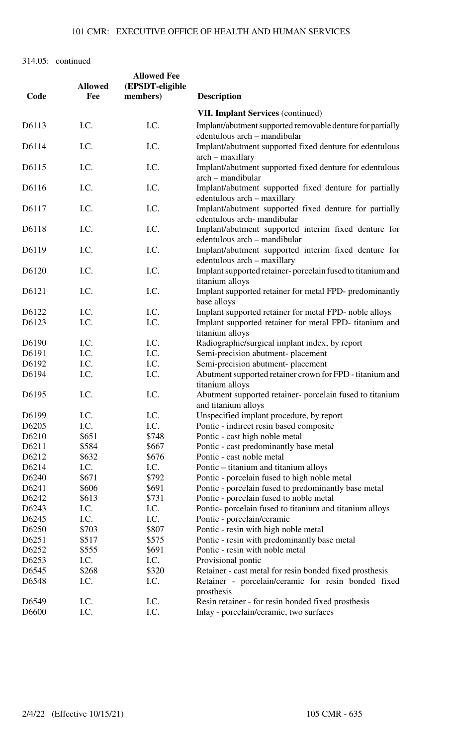314.05: continued

| Code | Allowed Fee | Allowed Fee (EPSDT-eligible members) | Description |
|---|---|---|---|
| | | | **VII. Implant Services** (continued) |
| D6113 | I.C. | I.C. | Implant/abutment supported removable denture for partially edentulous arch – mandibular |
| D6114 | I.C. | I.C. | Implant/abutment supported fixed denture for edentulous arch – maxillary |
| D6115 | I.C. | I.C. | Implant/abutment supported fixed denture for edentulous arch – mandibular |
| D6116 | I.C. | I.C. | Implant/abutment supported fixed denture for partially edentulous arch – maxillary |
| D6117 | I.C. | I.C. | Implant/abutment supported fixed denture for partially edentulous arch- mandibular |
| D6118 | I.C. | I.C. | Implant/abutment supported interim fixed denture for edentulous arch – mandibular |
| D6119 | I.C. | I.C. | Implant/abutment supported interim fixed denture for edentulous arch – maxillary |
| D6120 | I.C. | I.C. | Implant supported retainer- porcelain fused to titanium and titanium alloys |
| D6121 | I.C. | I.C. | Implant supported retainer for metal FPD- predominantly base alloys |
| D6122 | I.C. | I.C. | Implant supported retainer for metal FPD- noble alloys |
| D6123 | I.C. | I.C. | Implant supported retainer for metal FPD- titanium and titanium alloys |
| D6190 | I.C. | I.C. | Radiographic/surgical implant index, by report |
| D6191 | I.C. | I.C. | Semi-precision abutment- placement |
| D6192 | I.C. | I.C. | Semi-precision abutment- placement |
| D6194 | I.C. | I.C. | Abutment supported retainer crown for FPD - titanium and titanium alloys |
| D6195 | I.C. | I.C. | Abutment supported retainer- porcelain fused to titanium and titanium alloys |
| D6199 | I.C. | I.C. | Unspecified implant procedure, by report |
| D6205 | I.C. | I.C. | Pontic - indirect resin based composite |
| D6210 | $651 | $748 | Pontic - cast high noble metal |
| D6211 | $584 | $667 | Pontic - cast predominantly base metal |
| D6212 | $632 | $676 | Pontic - cast noble metal |
| D6214 | I.C. | I.C. | Pontic – titanium and titanium alloys |
| D6240 | $671 | $792 | Pontic - porcelain fused to high noble metal |
| D6241 | $606 | $691 | Pontic - porcelain fused to predominantly base metal |
| D6242 | $613 | $731 | Pontic - porcelain fused to noble metal |
| D6243 | I.C. | I.C. | Pontic- porcelain fused to titanium and titanium alloys |
| D6245 | I.C. | I.C. | Pontic - porcelain/ceramic |
| D6250 | $703 | $807 | Pontic - resin with high noble metal |
| D6251 | $517 | $575 | Pontic - resin with predominantly base metal |
| D6252 | $555 | $691 | Pontic - resin with noble metal |
| D6253 | I.C. | I.C. | Provisional pontic |
| D6545 | $268 | $320 | Retainer - cast metal for resin bonded fixed prosthesis |
| D6548 | I.C. | I.C. | Retainer - porcelain/ceramic for resin bonded fixed prosthesis |
| D6549 | I.C. | I.C. | Resin retainer - for resin bonded fixed prosthesis |
| D6600 | I.C. | I.C. | Inlay - porcelain/ceramic, two surfaces |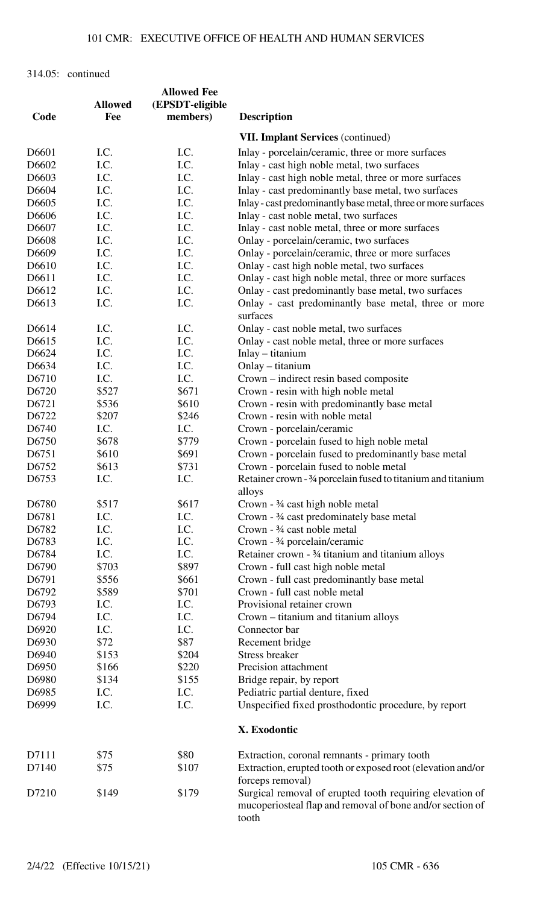314.05: continued

| Code | Allowed Fee | Allowed Fee (EPSDT-eligible members) | Description |
|---|---|---|---|
| | | | **VII. Implant Services** (continued) |
| D6601 | I.C. | I.C. | Inlay - porcelain/ceramic, three or more surfaces |
| D6602 | I.C. | I.C. | Inlay - cast high noble metal, two surfaces |
| D6603 | I.C. | I.C. | Inlay - cast high noble metal, three or more surfaces |
| D6604 | I.C. | I.C. | Inlay - cast predominantly base metal, two surfaces |
| D6605 | I.C. | I.C. | Inlay - cast predominantly base metal, three or more surfaces |
| D6606 | I.C. | I.C. | Inlay - cast noble metal, two surfaces |
| D6607 | I.C. | I.C. | Inlay - cast noble metal, three or more surfaces |
| D6608 | I.C. | I.C. | Onlay - porcelain/ceramic, two surfaces |
| D6609 | I.C. | I.C. | Onlay - porcelain/ceramic, three or more surfaces |
| D6610 | I.C. | I.C. | Onlay - cast high noble metal, two surfaces |
| D6611 | I.C. | I.C. | Onlay - cast high noble metal, three or more surfaces |
| D6612 | I.C. | I.C. | Onlay - cast predominantly base metal, two surfaces |
| D6613 | I.C. | I.C. | Onlay - cast predominantly base metal, three or more surfaces |
| D6614 | I.C. | I.C. | Onlay - cast noble metal, two surfaces |
| D6615 | I.C. | I.C. | Onlay - cast noble metal, three or more surfaces |
| D6624 | I.C. | I.C. | Inlay – titanium |
| D6634 | I.C. | I.C. | Onlay – titanium |
| D6710 | I.C. | I.C. | Crown – indirect resin based composite |
| D6720 | $527 | $671 | Crown - resin with high noble metal |
| D6721 | $536 | $610 | Crown - resin with predominantly base metal |
| D6722 | $207 | $246 | Crown - resin with noble metal |
| D6740 | I.C. | I.C. | Crown - porcelain/ceramic |
| D6750 | $678 | $779 | Crown - porcelain fused to high noble metal |
| D6751 | $610 | $691 | Crown - porcelain fused to predominantly base metal |
| D6752 | $613 | $731 | Crown - porcelain fused to noble metal |
| D6753 | I.C. | I.C. | Retainer crown - ¾ porcelain fused to titanium and titanium alloys |
| D6780 | $517 | $617 | Crown - ¾ cast high noble metal |
| D6781 | I.C. | I.C. | Crown - ¾ cast predominately base metal |
| D6782 | I.C. | I.C. | Crown - ¾ cast noble metal |
| D6783 | I.C. | I.C. | Crown - ¾ porcelain/ceramic |
| D6784 | I.C. | I.C. | Retainer crown - ¾ titanium and titanium alloys |
| D6790 | $703 | $897 | Crown - full cast high noble metal |
| D6791 | $556 | $661 | Crown - full cast predominantly base metal |
| D6792 | $589 | $701 | Crown - full cast noble metal |
| D6793 | I.C. | I.C. | Provisional retainer crown |
| D6794 | I.C. | I.C. | Crown – titanium and titanium alloys |
| D6920 | I.C. | I.C. | Connector bar |
| D6930 | $72 | $87 | Recement bridge |
| D6940 | $153 | $204 | Stress breaker |
| D6950 | $166 | $220 | Precision attachment |
| D6980 | $134 | $155 | Bridge repair, by report |
| D6985 | I.C. | I.C. | Pediatric partial denture, fixed |
| D6999 | I.C. | I.C. | Unspecified fixed prosthodontic procedure, by report |
| | | | **X. Exodontic** |
| D7111 | $75 | $80 | Extraction, coronal remnants - primary tooth |
| D7140 | $75 | $107 | Extraction, erupted tooth or exposed root (elevation and/or forceps removal) |
| D7210 | $149 | $179 | Surgical removal of erupted tooth requiring elevation of mucoperiosteal flap and removal of bone and/or section of tooth |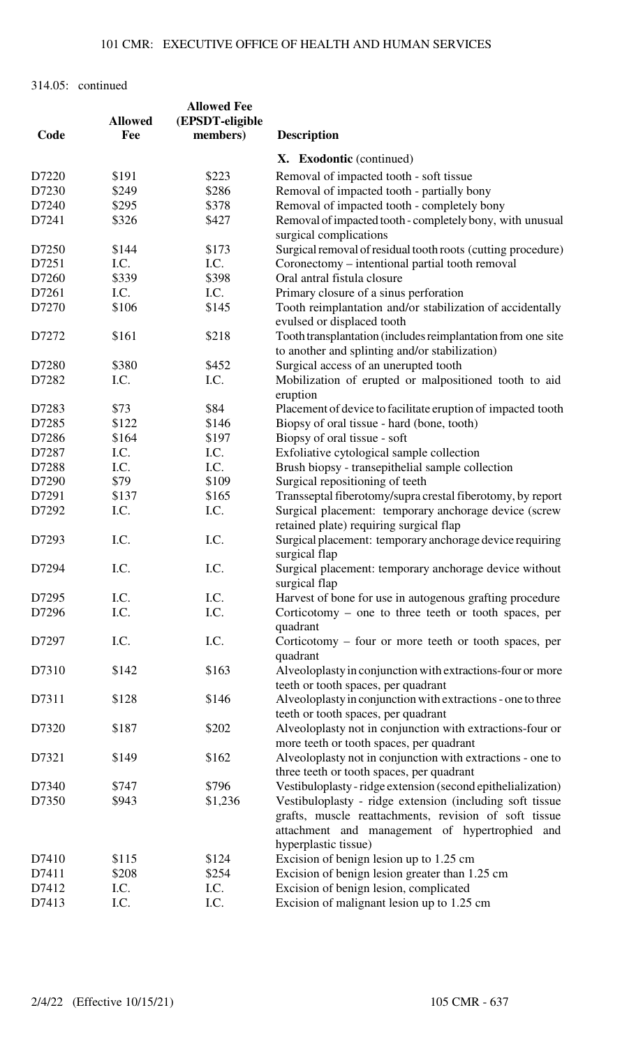314.05: continued

| Code | Allowed Fee | Allowed Fee (EPSDT-eligible members) | Description |
|---|---|---|---|
| | | | **X. Exodontic** (continued) |
| D7220 | $191 | $223 | Removal of impacted tooth - soft tissue |
| D7230 | $249 | $286 | Removal of impacted tooth - partially bony |
| D7240 | $295 | $378 | Removal of impacted tooth - completely bony |
| D7241 | $326 | $427 | Removal of impacted tooth - completely bony, with unusual surgical complications |
| D7250 | $144 | $173 | Surgical removal of residual tooth roots (cutting procedure) |
| D7251 | I.C. | I.C. | Coronectomy – intentional partial tooth removal |
| D7260 | $339 | $398 | Oral antral fistula closure |
| D7261 | I.C. | I.C. | Primary closure of a sinus perforation |
| D7270 | $106 | $145 | Tooth reimplantation and/or stabilization of accidentally evulsed or displaced tooth |
| D7272 | $161 | $218 | Tooth transplantation (includes reimplantation from one site to another and splinting and/or stabilization) |
| D7280 | $380 | $452 | Surgical access of an unerupted tooth |
| D7282 | I.C. | I.C. | Mobilization of erupted or malpositioned tooth to aid eruption |
| D7283 | $73 | $84 | Placement of device to facilitate eruption of impacted tooth |
| D7285 | $122 | $146 | Biopsy of oral tissue - hard (bone, tooth) |
| D7286 | $164 | $197 | Biopsy of oral tissue - soft |
| D7287 | I.C. | I.C. | Exfoliative cytological sample collection |
| D7288 | I.C. | I.C. | Brush biopsy - transepithelial sample collection |
| D7290 | $79 | $109 | Surgical repositioning of teeth |
| D7291 | $137 | $165 | Transseptal fiberotomy/supra crestal fiberotomy, by report |
| D7292 | I.C. | I.C. | Surgical placement: temporary anchorage device (screw retained plate) requiring surgical flap |
| D7293 | I.C. | I.C. | Surgical placement: temporary anchorage device requiring surgical flap |
| D7294 | I.C. | I.C. | Surgical placement: temporary anchorage device without surgical flap |
| D7295 | I.C. | I.C. | Harvest of bone for use in autogenous grafting procedure |
| D7296 | I.C. | I.C. | Corticotomy – one to three teeth or tooth spaces, per quadrant |
| D7297 | I.C. | I.C. | Corticotomy – four or more teeth or tooth spaces, per quadrant |
| D7310 | $142 | $163 | Alveoloplasty in conjunction with extractions-four or more teeth or tooth spaces, per quadrant |
| D7311 | $128 | $146 | Alveoloplasty in conjunction with extractions - one to three teeth or tooth spaces, per quadrant |
| D7320 | $187 | $202 | Alveoloplasty not in conjunction with extractions-four or more teeth or tooth spaces, per quadrant |
| D7321 | $149 | $162 | Alveoloplasty not in conjunction with extractions - one to three teeth or tooth spaces, per quadrant |
| D7340 | $747 | $796 | Vestibuloplasty - ridge extension (second epithelialization) |
| D7350 | $943 | $1,236 | Vestibuloplasty - ridge extension (including soft tissue grafts, muscle reattachments, revision of soft tissue attachment and management of hypertrophied and hyperplastic tissue) |
| D7410 | $115 | $124 | Excision of benign lesion up to 1.25 cm |
| D7411 | $208 | $254 | Excision of benign lesion greater than 1.25 cm |
| D7412 | I.C. | I.C. | Excision of benign lesion, complicated |
| D7413 | I.C. | I.C. | Excision of malignant lesion up to 1.25 cm |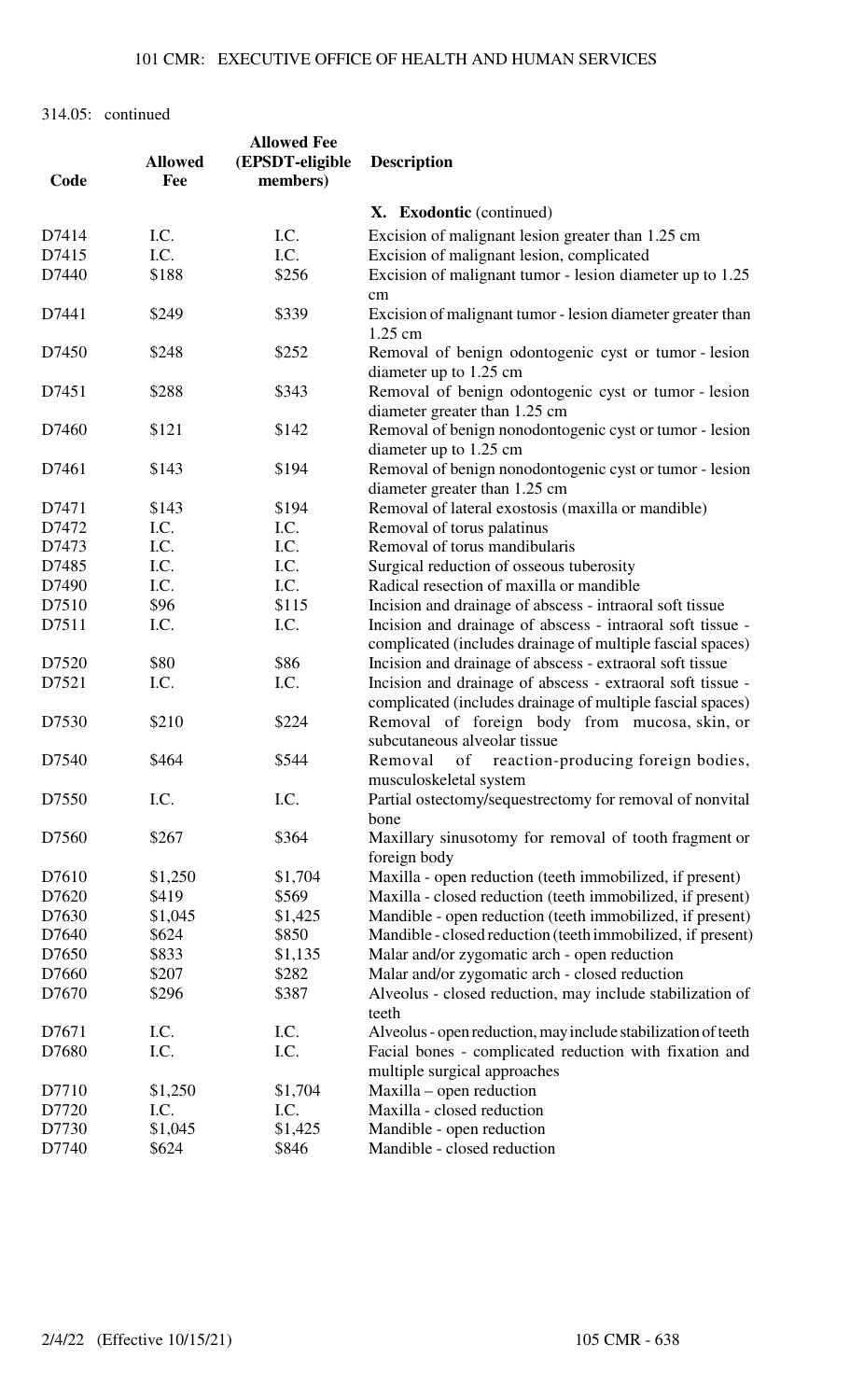314.05: continued

| Code | Allowed Fee | Allowed Fee (EPSDT-eligible members) | Description |
|---|---|---|---|
| | | | **X. Exodontic** (continued) |
| D7414 | I.C. | I.C. | Excision of malignant lesion greater than 1.25 cm |
| D7415 | I.C. | I.C. | Excision of malignant lesion, complicated |
| D7440 | $188 | $256 | Excision of malignant tumor - lesion diameter up to 1.25 cm |
| D7441 | $249 | $339 | Excision of malignant tumor - lesion diameter greater than 1.25 cm |
| D7450 | $248 | $252 | Removal of benign odontogenic cyst or tumor - lesion diameter up to 1.25 cm |
| D7451 | $288 | $343 | Removal of benign odontogenic cyst or tumor - lesion diameter greater than 1.25 cm |
| D7460 | $121 | $142 | Removal of benign nonodontogenic cyst or tumor - lesion diameter up to 1.25 cm |
| D7461 | $143 | $194 | Removal of benign nonodontogenic cyst or tumor - lesion diameter greater than 1.25 cm |
| D7471 | $143 | $194 | Removal of lateral exostosis (maxilla or mandible) |
| D7472 | I.C. | I.C. | Removal of torus palatinus |
| D7473 | I.C. | I.C. | Removal of torus mandibularis |
| D7485 | I.C. | I.C. | Surgical reduction of osseous tuberosity |
| D7490 | I.C. | I.C. | Radical resection of maxilla or mandible |
| D7510 | $96 | $115 | Incision and drainage of abscess - intraoral soft tissue |
| D7511 | I.C. | I.C. | Incision and drainage of abscess - intraoral soft tissue - complicated (includes drainage of multiple fascial spaces) |
| D7520 | $80 | $86 | Incision and drainage of abscess - extraoral soft tissue |
| D7521 | I.C. | I.C. | Incision and drainage of abscess - extraoral soft tissue - complicated (includes drainage of multiple fascial spaces) |
| D7530 | $210 | $224 | Removal of foreign body from mucosa, skin, or subcutaneous alveolar tissue |
| D7540 | $464 | $544 | Removal of reaction-producing foreign bodies, musculoskeletal system |
| D7550 | I.C. | I.C. | Partial ostectomy/sequestrectomy for removal of nonvital bone |
| D7560 | $267 | $364 | Maxillary sinusotomy for removal of tooth fragment or foreign body |
| D7610 | $1,250 | $1,704 | Maxilla - open reduction (teeth immobilized, if present) |
| D7620 | $419 | $569 | Maxilla - closed reduction (teeth immobilized, if present) |
| D7630 | $1,045 | $1,425 | Mandible - open reduction (teeth immobilized, if present) |
| D7640 | $624 | $850 | Mandible - closed reduction (teeth immobilized, if present) |
| D7650 | $833 | $1,135 | Malar and/or zygomatic arch - open reduction |
| D7660 | $207 | $282 | Malar and/or zygomatic arch - closed reduction |
| D7670 | $296 | $387 | Alveolus - closed reduction, may include stabilization of teeth |
| D7671 | I.C. | I.C. | Alveolus - open reduction, may include stabilization of teeth |
| D7680 | I.C. | I.C. | Facial bones - complicated reduction with fixation and multiple surgical approaches |
| D7710 | $1,250 | $1,704 | Maxilla – open reduction |
| D7720 | I.C. | I.C. | Maxilla - closed reduction |
| D7730 | $1,045 | $1,425 | Mandible - open reduction |
| D7740 | $624 | $846 | Mandible - closed reduction |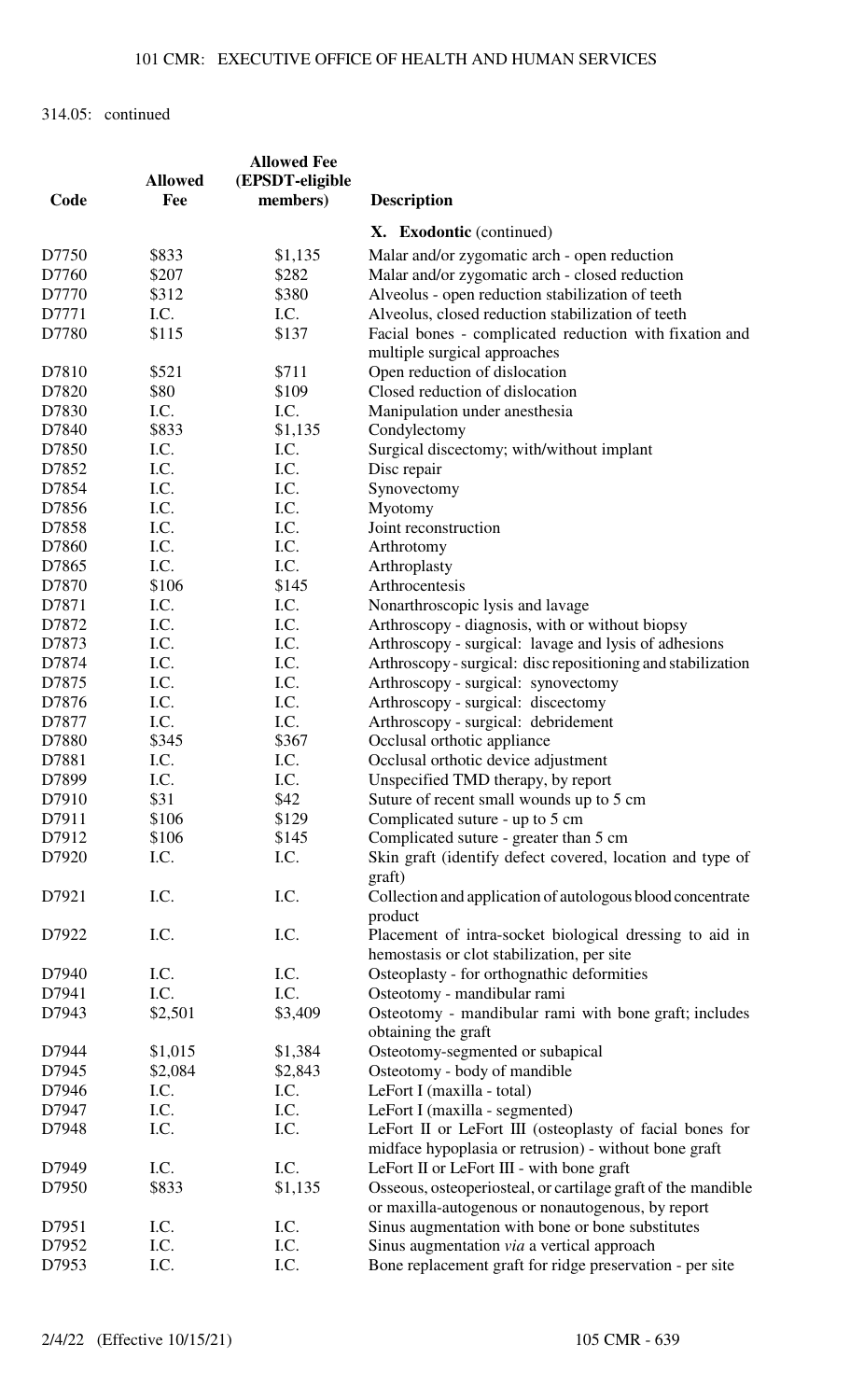314.05: continued

| Code | Allowed Fee | Allowed Fee (EPSDT-eligible members) | Description |
|---|---|---|---|
| | | | **X. Exodontic** (continued) |
| D7750 | $833 | $1,135 | Malar and/or zygomatic arch - open reduction |
| D7760 | $207 | $282 | Malar and/or zygomatic arch - closed reduction |
| D7770 | $312 | $380 | Alveolus - open reduction stabilization of teeth |
| D7771 | I.C. | I.C. | Alveolus, closed reduction stabilization of teeth |
| D7780 | $115 | $137 | Facial bones - complicated reduction with fixation and multiple surgical approaches |
| D7810 | $521 | $711 | Open reduction of dislocation |
| D7820 | $80 | $109 | Closed reduction of dislocation |
| D7830 | I.C. | I.C. | Manipulation under anesthesia |
| D7840 | $833 | $1,135 | Condylectomy |
| D7850 | I.C. | I.C. | Surgical discectomy; with/without implant |
| D7852 | I.C. | I.C. | Disc repair |
| D7854 | I.C. | I.C. | Synovectomy |
| D7856 | I.C. | I.C. | Myotomy |
| D7858 | I.C. | I.C. | Joint reconstruction |
| D7860 | I.C. | I.C. | Arthrotomy |
| D7865 | I.C. | I.C. | Arthroplasty |
| D7870 | $106 | $145 | Arthrocentesis |
| D7871 | I.C. | I.C. | Nonarthroscopic lysis and lavage |
| D7872 | I.C. | I.C. | Arthroscopy - diagnosis, with or without biopsy |
| D7873 | I.C. | I.C. | Arthroscopy - surgical: lavage and lysis of adhesions |
| D7874 | I.C. | I.C. | Arthroscopy - surgical: disc repositioning and stabilization |
| D7875 | I.C. | I.C. | Arthroscopy - surgical: synovectomy |
| D7876 | I.C. | I.C. | Arthroscopy - surgical: discectomy |
| D7877 | I.C. | I.C. | Arthroscopy - surgical: debridement |
| D7880 | $345 | $367 | Occlusal orthotic appliance |
| D7881 | I.C. | I.C. | Occlusal orthotic device adjustment |
| D7899 | I.C. | I.C. | Unspecified TMD therapy, by report |
| D7910 | $31 | $42 | Suture of recent small wounds up to 5 cm |
| D7911 | $106 | $129 | Complicated suture - up to 5 cm |
| D7912 | $106 | $145 | Complicated suture - greater than 5 cm |
| D7920 | I.C. | I.C. | Skin graft (identify defect covered, location and type of graft) |
| D7921 | I.C. | I.C. | Collection and application of autologous blood concentrate product |
| D7922 | I.C. | I.C. | Placement of intra-socket biological dressing to aid in hemostasis or clot stabilization, per site |
| D7940 | I.C. | I.C. | Osteoplasty - for orthognathic deformities |
| D7941 | I.C. | I.C. | Osteotomy - mandibular rami |
| D7943 | $2,501 | $3,409 | Osteotomy - mandibular rami with bone graft; includes obtaining the graft |
| D7944 | $1,015 | $1,384 | Osteotomy-segmented or subapical |
| D7945 | $2,084 | $2,843 | Osteotomy - body of mandible |
| D7946 | I.C. | I.C. | LeFort I (maxilla - total) |
| D7947 | I.C. | I.C. | LeFort I (maxilla - segmented) |
| D7948 | I.C. | I.C. | LeFort II or LeFort III (osteoplasty of facial bones for midface hypoplasia or retrusion) - without bone graft |
| D7949 | I.C. | I.C. | LeFort II or LeFort III - with bone graft |
| D7950 | $833 | $1,135 | Osseous, osteoperiosteal, or cartilage graft of the mandible or maxilla-autogenous or nonautogenous, by report |
| D7951 | I.C. | I.C. | Sinus augmentation with bone or bone substitutes |
| D7952 | I.C. | I.C. | Sinus augmentation *via* a vertical approach |
| D7953 | I.C. | I.C. | Bone replacement graft for ridge preservation - per site |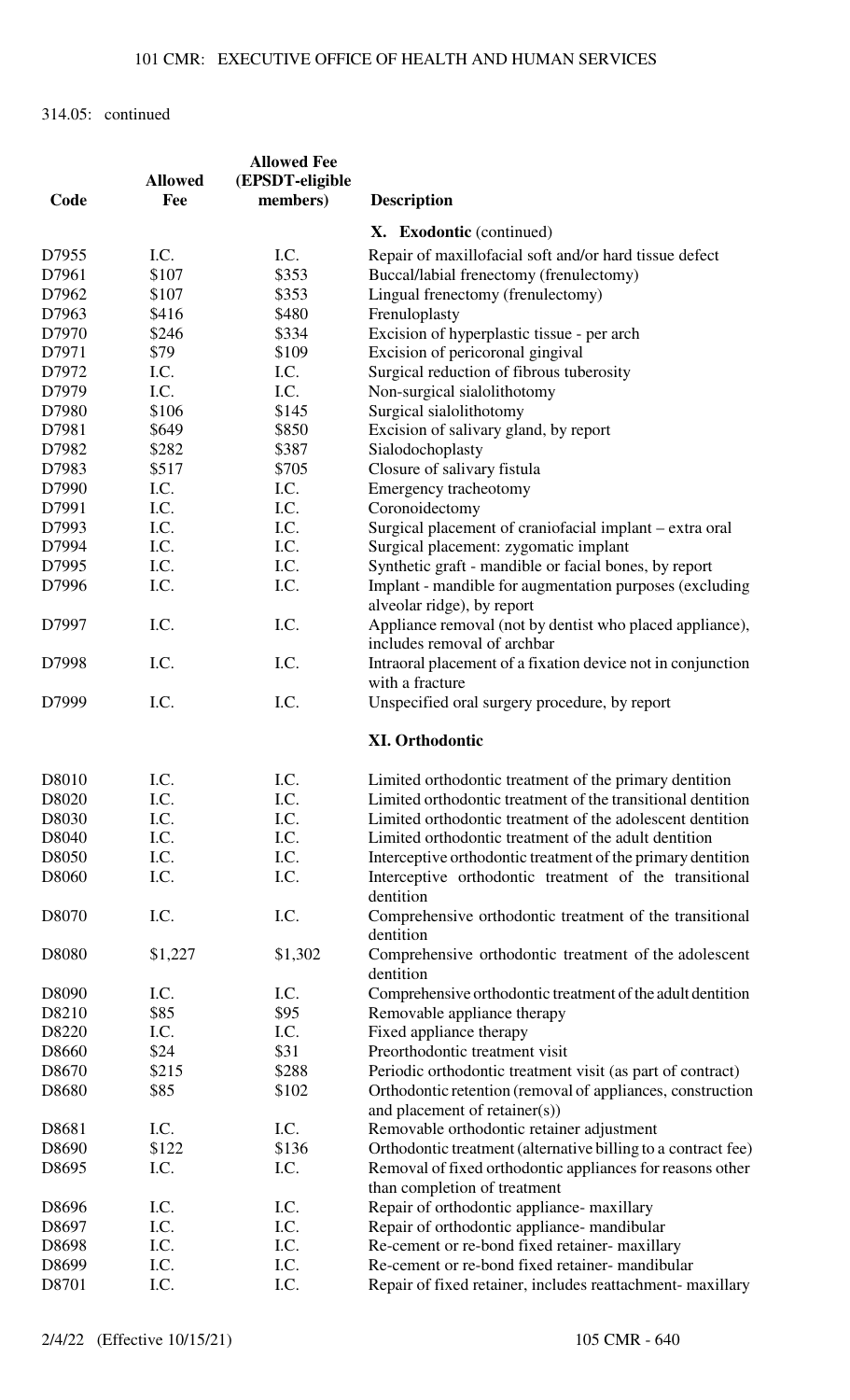314.05: continued

| Code | Allowed Fee | Allowed Fee (EPSDT-eligible members) | Description |
|---|---|---|---|
| | | | **X. Exodontic** (continued) |
| D7955 | I.C. | I.C. | Repair of maxillofacial soft and/or hard tissue defect |
| D7961 | $107 | $353 | Buccal/labial frenectomy (frenulectomy) |
| D7962 | $107 | $353 | Lingual frenectomy (frenulectomy) |
| D7963 | $416 | $480 | Frenuloplasty |
| D7970 | $246 | $334 | Excision of hyperplastic tissue - per arch |
| D7971 | $79 | $109 | Excision of pericoronal gingival |
| D7972 | I.C. | I.C. | Surgical reduction of fibrous tuberosity |
| D7979 | I.C. | I.C. | Non-surgical sialolithotomy |
| D7980 | $106 | $145 | Surgical sialolithotomy |
| D7981 | $649 | $850 | Excision of salivary gland, by report |
| D7982 | $282 | $387 | Sialodochoplasty |
| D7983 | $517 | $705 | Closure of salivary fistula |
| D7990 | I.C. | I.C. | Emergency tracheotomy |
| D7991 | I.C. | I.C. | Coronoidectomy |
| D7993 | I.C. | I.C. | Surgical placement of craniofacial implant – extra oral |
| D7994 | I.C. | I.C. | Surgical placement: zygomatic implant |
| D7995 | I.C. | I.C. | Synthetic graft - mandible or facial bones, by report |
| D7996 | I.C. | I.C. | Implant - mandible for augmentation purposes (excluding alveolar ridge), by report |
| D7997 | I.C. | I.C. | Appliance removal (not by dentist who placed appliance), includes removal of archbar |
| D7998 | I.C. | I.C. | Intraoral placement of a fixation device not in conjunction with a fracture |
| D7999 | I.C. | I.C. | Unspecified oral surgery procedure, by report |
| | | | **XI. Orthodontic** |
| D8010 | I.C. | I.C. | Limited orthodontic treatment of the primary dentition |
| D8020 | I.C. | I.C. | Limited orthodontic treatment of the transitional dentition |
| D8030 | I.C. | I.C. | Limited orthodontic treatment of the adolescent dentition |
| D8040 | I.C. | I.C. | Limited orthodontic treatment of the adult dentition |
| D8050 | I.C. | I.C. | Interceptive orthodontic treatment of the primary dentition |
| D8060 | I.C. | I.C. | Interceptive orthodontic treatment of the transitional dentition |
| D8070 | I.C. | I.C. | Comprehensive orthodontic treatment of the transitional dentition |
| D8080 | $1,227 | $1,302 | Comprehensive orthodontic treatment of the adolescent dentition |
| D8090 | I.C. | I.C. | Comprehensive orthodontic treatment of the adult dentition |
| D8210 | $85 | $95 | Removable appliance therapy |
| D8220 | I.C. | I.C. | Fixed appliance therapy |
| D8660 | $24 | $31 | Preorthodontic treatment visit |
| D8670 | $215 | $288 | Periodic orthodontic treatment visit (as part of contract) |
| D8680 | $85 | $102 | Orthodontic retention (removal of appliances, construction and placement of retainer(s)) |
| D8681 | I.C. | I.C. | Removable orthodontic retainer adjustment |
| D8690 | $122 | $136 | Orthodontic treatment (alternative billing to a contract fee) |
| D8695 | I.C. | I.C. | Removal of fixed orthodontic appliances for reasons other than completion of treatment |
| D8696 | I.C. | I.C. | Repair of orthodontic appliance- maxillary |
| D8697 | I.C. | I.C. | Repair of orthodontic appliance- mandibular |
| D8698 | I.C. | I.C. | Re-cement or re-bond fixed retainer- maxillary |
| D8699 | I.C. | I.C. | Re-cement or re-bond fixed retainer- mandibular |
| D8701 | I.C. | I.C. | Repair of fixed retainer, includes reattachment- maxillary |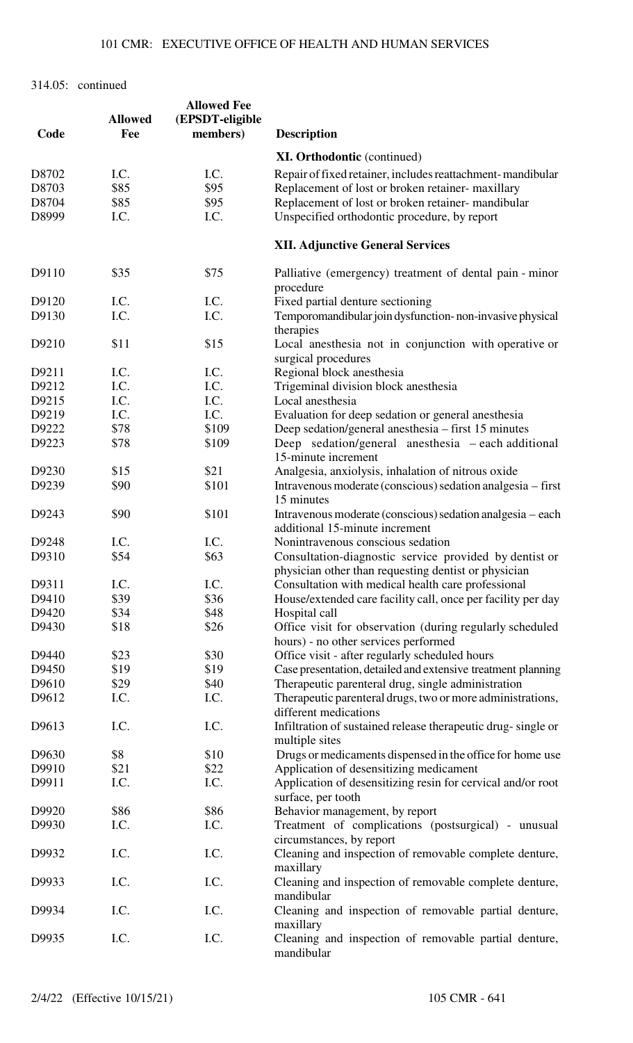314.05: continued

| Code | Allowed Fee | Allowed Fee (EPSDT-eligible members) | Description |
|---|---|---|---|
| | | | **XI. Orthodontic** (continued) |
| D8702 | I.C. | I.C. | Repair of fixed retainer, includes reattachment- mandibular |
| D8703 | $85 | $95 | Replacement of lost or broken retainer- maxillary |
| D8704 | $85 | $95 | Replacement of lost or broken retainer- mandibular |
| D8999 | I.C. | I.C. | Unspecified orthodontic procedure, by report |
| | | | **XII. Adjunctive General Services** |
| D9110 | $35 | $75 | Palliative (emergency) treatment of dental pain - minor procedure |
| D9120 | I.C. | I.C. | Fixed partial denture sectioning |
| D9130 | I.C. | I.C. | Temporomandibular join dysfunction- non-invasive physical therapies |
| D9210 | $11 | $15 | Local anesthesia not in conjunction with operative or surgical procedures |
| D9211 | I.C. | I.C. | Regional block anesthesia |
| D9212 | I.C. | I.C. | Trigeminal division block anesthesia |
| D9215 | I.C. | I.C. | Local anesthesia |
| D9219 | I.C. | I.C. | Evaluation for deep sedation or general anesthesia |
| D9222 | $78 | $109 | Deep sedation/general anesthesia – first 15 minutes |
| D9223 | $78 | $109 | Deep sedation/general anesthesia – each additional 15-minute increment |
| D9230 | $15 | $21 | Analgesia, anxiolysis, inhalation of nitrous oxide |
| D9239 | $90 | $101 | Intravenous moderate (conscious) sedation analgesia – first 15 minutes |
| D9243 | $90 | $101 | Intravenous moderate (conscious) sedation analgesia – each additional 15-minute increment |
| D9248 | I.C. | I.C. | Nonintravenous conscious sedation |
| D9310 | $54 | $63 | Consultation-diagnostic service provided by dentist or physician other than requesting dentist or physician |
| D9311 | I.C. | I.C. | Consultation with medical health care professional |
| D9410 | $39 | $36 | House/extended care facility call, once per facility per day |
| D9420 | $34 | $48 | Hospital call |
| D9430 | $18 | $26 | Office visit for observation (during regularly scheduled hours) - no other services performed |
| D9440 | $23 | $30 | Office visit - after regularly scheduled hours |
| D9450 | $19 | $19 | Case presentation, detailed and extensive treatment planning |
| D9610 | $29 | $40 | Therapeutic parenteral drug, single administration |
| D9612 | I.C. | I.C. | Therapeutic parenteral drugs, two or more administrations, different medications |
| D9613 | I.C. | I.C. | Infiltration of sustained release therapeutic drug- single or multiple sites |
| D9630 | $8 | $10 | Drugs or medicaments dispensed in the office for home use |
| D9910 | $21 | $22 | Application of desensitizing medicament |
| D9911 | I.C. | I.C. | Application of desensitizing resin for cervical and/or root surface, per tooth |
| D9920 | $86 | $86 | Behavior management, by report |
| D9930 | I.C. | I.C. | Treatment of complications (postsurgical) - unusual circumstances, by report |
| D9932 | I.C. | I.C. | Cleaning and inspection of removable complete denture, maxillary |
| D9933 | I.C. | I.C. | Cleaning and inspection of removable complete denture, mandibular |
| D9934 | I.C. | I.C. | Cleaning and inspection of removable partial denture, maxillary |
| D9935 | I.C. | I.C. | Cleaning and inspection of removable partial denture, mandibular |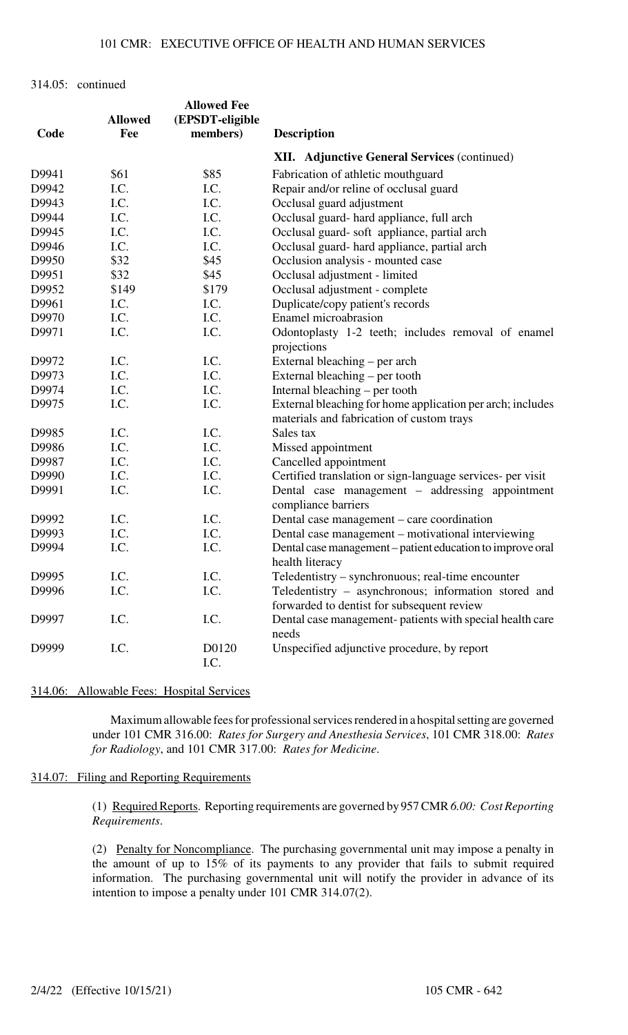314.05: continued

| Code | Allowed Fee | Allowed Fee (EPSDT-eligible members) | Description |
|---|---|---|---|
| | | | **XII. Adjunctive General Services** (continued) |
| D9941 | $61 | $85 | Fabrication of athletic mouthguard |
| D9942 | I.C. | I.C. | Repair and/or reline of occlusal guard |
| D9943 | I.C. | I.C. | Occlusal guard adjustment |
| D9944 | I.C. | I.C. | Occlusal guard- hard appliance, full arch |
| D9945 | I.C. | I.C. | Occlusal guard- soft appliance, partial arch |
| D9946 | I.C. | I.C. | Occlusal guard- hard appliance, partial arch |
| D9950 | $32 | $45 | Occlusion analysis - mounted case |
| D9951 | $32 | $45 | Occlusal adjustment - limited |
| D9952 | $149 | $179 | Occlusal adjustment - complete |
| D9961 | I.C. | I.C. | Duplicate/copy patient's records |
| D9970 | I.C. | I.C. | Enamel microabrasion |
| D9971 | I.C. | I.C. | Odontoplasty 1-2 teeth; includes removal of enamel projections |
| D9972 | I.C. | I.C. | External bleaching – per arch |
| D9973 | I.C. | I.C. | External bleaching – per tooth |
| D9974 | I.C. | I.C. | Internal bleaching – per tooth |
| D9975 | I.C. | I.C. | External bleaching for home application per arch; includes materials and fabrication of custom trays |
| D9985 | I.C. | I.C. | Sales tax |
| D9986 | I.C. | I.C. | Missed appointment |
| D9987 | I.C. | I.C. | Cancelled appointment |
| D9990 | I.C. | I.C. | Certified translation or sign-language services- per visit |
| D9991 | I.C. | I.C. | Dental case management – addressing appointment compliance barriers |
| D9992 | I.C. | I.C. | Dental case management – care coordination |
| D9993 | I.C. | I.C. | Dental case management – motivational interviewing |
| D9994 | I.C. | I.C. | Dental case management – patient education to improve oral health literacy |
| D9995 | I.C. | I.C. | Teledentistry – synchronous; real-time encounter |
| D9996 | I.C. | I.C. | Teledentistry – asynchronous; information stored and forwarded to dentist for subsequent review |
| D9997 | I.C. | I.C. | Dental case management- patients with special health care needs |
| D9999 | I.C. | D0120 I.C. | Unspecified adjunctive procedure, by report |

## 314.06: Allowable Fees: Hospital Services

Maximum allowable fees for professional services rendered in a hospital setting are governed under 101 CMR 316.00: *Rates for Surgery and Anesthesia Services*, 101 CMR 318.00: *Rates for Radiology*, and 101 CMR 317.00: *Rates for Medicine*.

## 314.07: Filing and Reporting Requirements

(1) Required Reports. Reporting requirements are governed by 957 CMR *6.00: Cost Reporting Requirements*.

(2) Penalty for Noncompliance. The purchasing governmental unit may impose a penalty in the amount of up to 15% of its payments to any provider that fails to submit required information. The purchasing governmental unit will notify the provider in advance of its intention to impose a penalty under 101 CMR 314.07(2).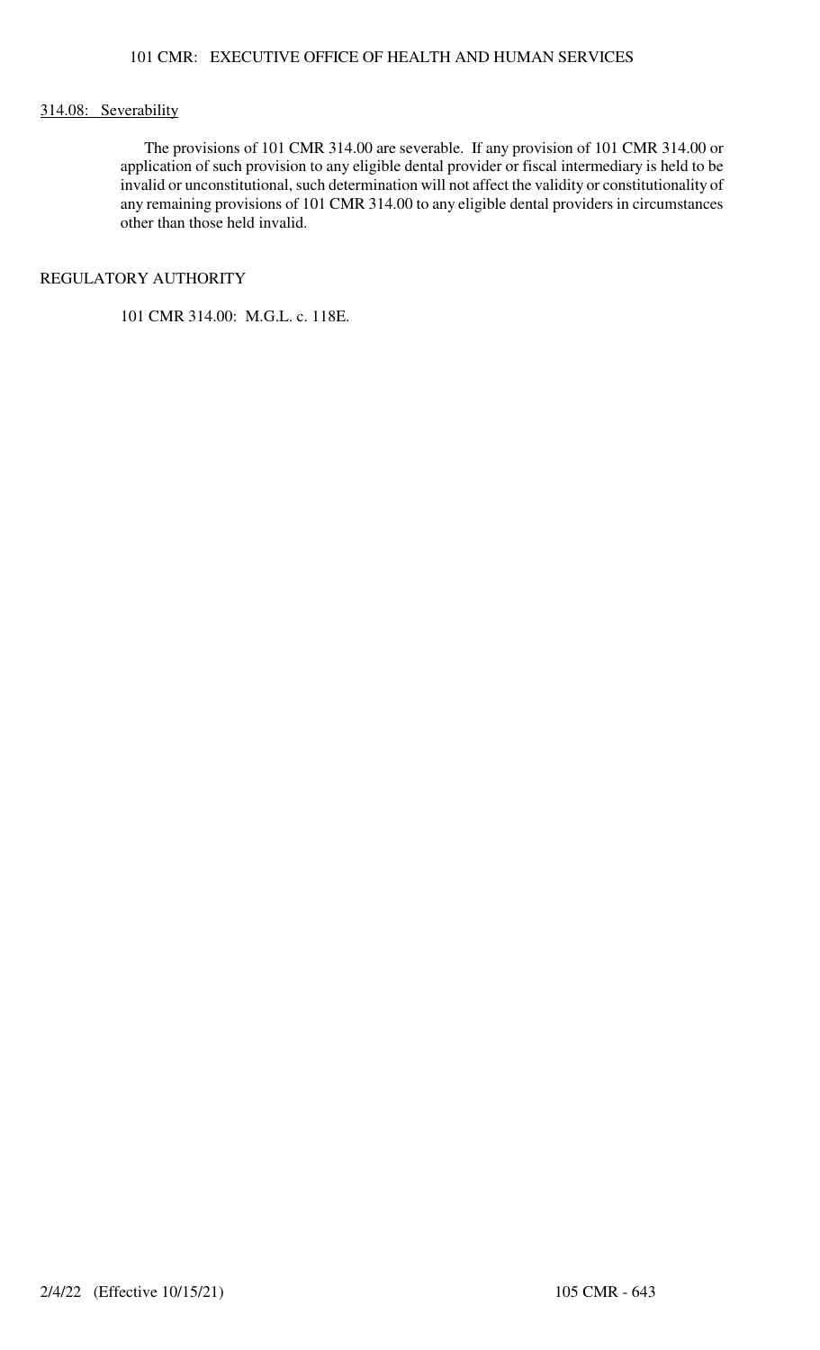## 314.08: Severability

The provisions of 101 CMR 314.00 are severable. If any provision of 101 CMR 314.00 or application of such provision to any eligible dental provider or fiscal intermediary is held to be invalid or unconstitutional, such determination will not affect the validity or constitutionality of any remaining provisions of 101 CMR 314.00 to any eligible dental providers in circumstances other than those held invalid.

## REGULATORY AUTHORITY

101 CMR 314.00: M.G.L. c. 118E.